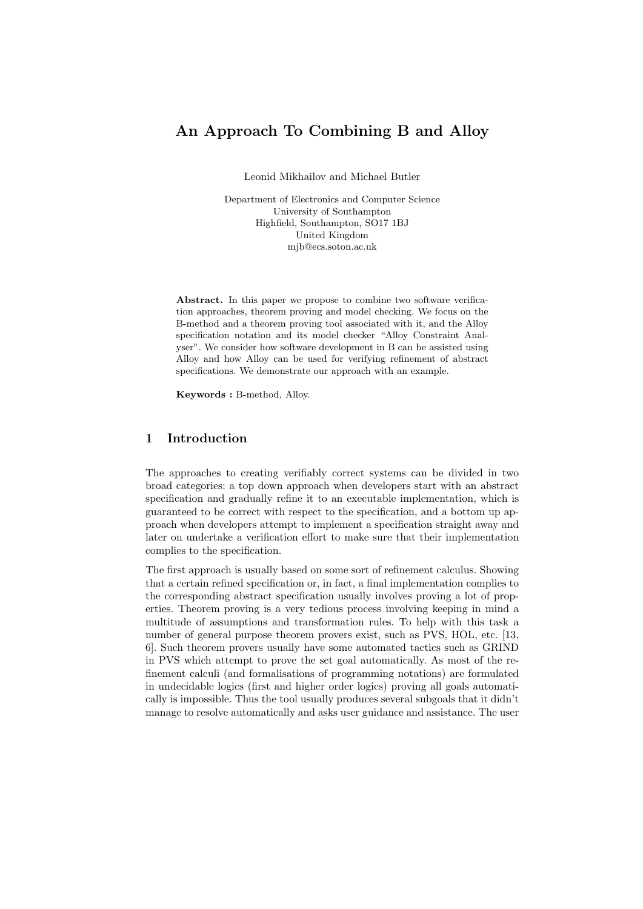# An Approach To Combining B and Alloy

Leonid Mikhailov and Michael Butler

Department of Electronics and Computer Science
University of Southampton
Highfield, Southampton, SO17 1BJ
United Kingdom
mjb@ecs.soton.ac.uk

**Abstract.** In this paper we propose to combine two software verification approaches, theorem proving and model checking. We focus on the B-method and a theorem proving tool associated with it, and the Alloy specification notation and its model checker "Alloy Constraint Analyser". We consider how software development in B can be assisted using Alloy and how Alloy can be used for verifying refinement of abstract specifications. We demonstrate our approach with an example.

**Keywords :** B-method, Alloy.

## 1 Introduction

The approaches to creating verifiably correct systems can be divided in two broad categories: a top down approach when developers start with an abstract specification and gradually refine it to an executable implementation, which is guaranteed to be correct with respect to the specification, and a bottom up approach when developers attempt to implement a specification straight away and later on undertake a verification effort to make sure that their implementation complies to the specification.

The first approach is usually based on some sort of refinement calculus. Showing that a certain refined specification or, in fact, a final implementation complies to the corresponding abstract specification usually involves proving a lot of properties. Theorem proving is a very tedious process involving keeping in mind a multitude of assumptions and transformation rules. To help with this task a number of general purpose theorem provers exist, such as PVS, HOL, etc. [13, 6]. Such theorem provers usually have some automated tactics such as GRIND in PVS which attempt to prove the set goal automatically. As most of the refinement calculi (and formalisations of programming notations) are formulated in undecidable logics (first and higher order logics) proving all goals automatically is impossible. Thus the tool usually produces several subgoals that it didn't manage to resolve automatically and asks user guidance and assistance. The user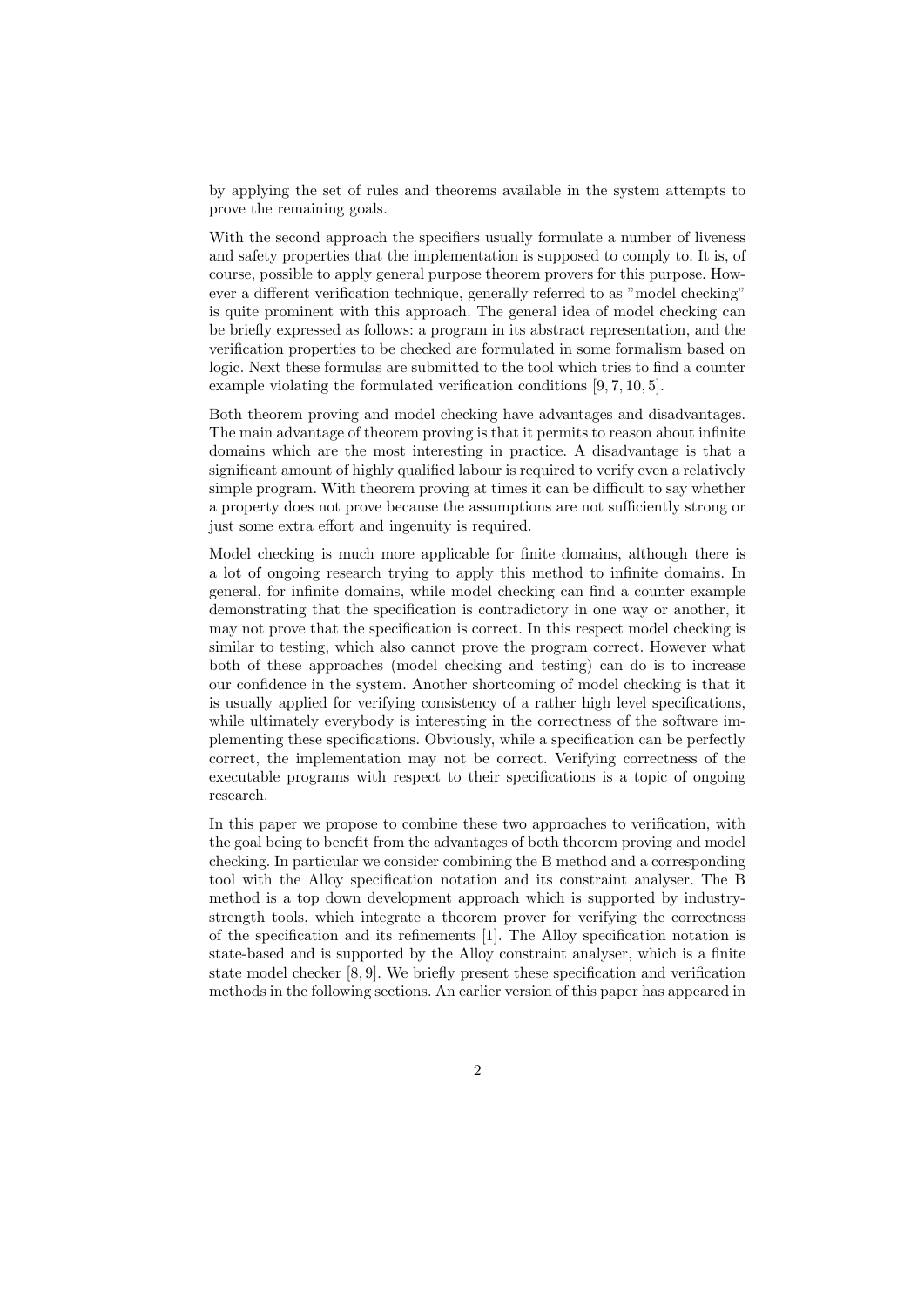by applying the set of rules and theorems available in the system attempts to prove the remaining goals.

With the second approach the specifiers usually formulate a number of liveness and safety properties that the implementation is supposed to comply to. It is, of course, possible to apply general purpose theorem provers for this purpose. However a different verification technique, generally referred to as "model checking" is quite prominent with this approach. The general idea of model checking can be briefly expressed as follows: a program in its abstract representation, and the verification properties to be checked are formulated in some formalism based on logic. Next these formulas are submitted to the tool which tries to find a counter example violating the formulated verification conditions [9, 7, 10, 5].

Both theorem proving and model checking have advantages and disadvantages. The main advantage of theorem proving is that it permits to reason about infinite domains which are the most interesting in practice. A disadvantage is that a significant amount of highly qualified labour is required to verify even a relatively simple program. With theorem proving at times it can be difficult to say whether a property does not prove because the assumptions are not sufficiently strong or just some extra effort and ingenuity is required.

Model checking is much more applicable for finite domains, although there is a lot of ongoing research trying to apply this method to infinite domains. In general, for infinite domains, while model checking can find a counter example demonstrating that the specification is contradictory in one way or another, it may not prove that the specification is correct. In this respect model checking is similar to testing, which also cannot prove the program correct. However what both of these approaches (model checking and testing) can do is to increase our confidence in the system. Another shortcoming of model checking is that it is usually applied for verifying consistency of a rather high level specifications, while ultimately everybody is interesting in the correctness of the software implementing these specifications. Obviously, while a specification can be perfectly correct, the implementation may not be correct. Verifying correctness of the executable programs with respect to their specifications is a topic of ongoing research.

In this paper we propose to combine these two approaches to verification, with the goal being to benefit from the advantages of both theorem proving and model checking. In particular we consider combining the B method and a corresponding tool with the Alloy specification notation and its constraint analyser. The B method is a top down development approach which is supported by industry-strength tools, which integrate a theorem prover for verifying the correctness of the specification and its refinements [1]. The Alloy specification notation is state-based and is supported by the Alloy constraint analyser, which is a finite state model checker [8, 9]. We briefly present these specification and verification methods in the following sections. An earlier version of this paper has appeared in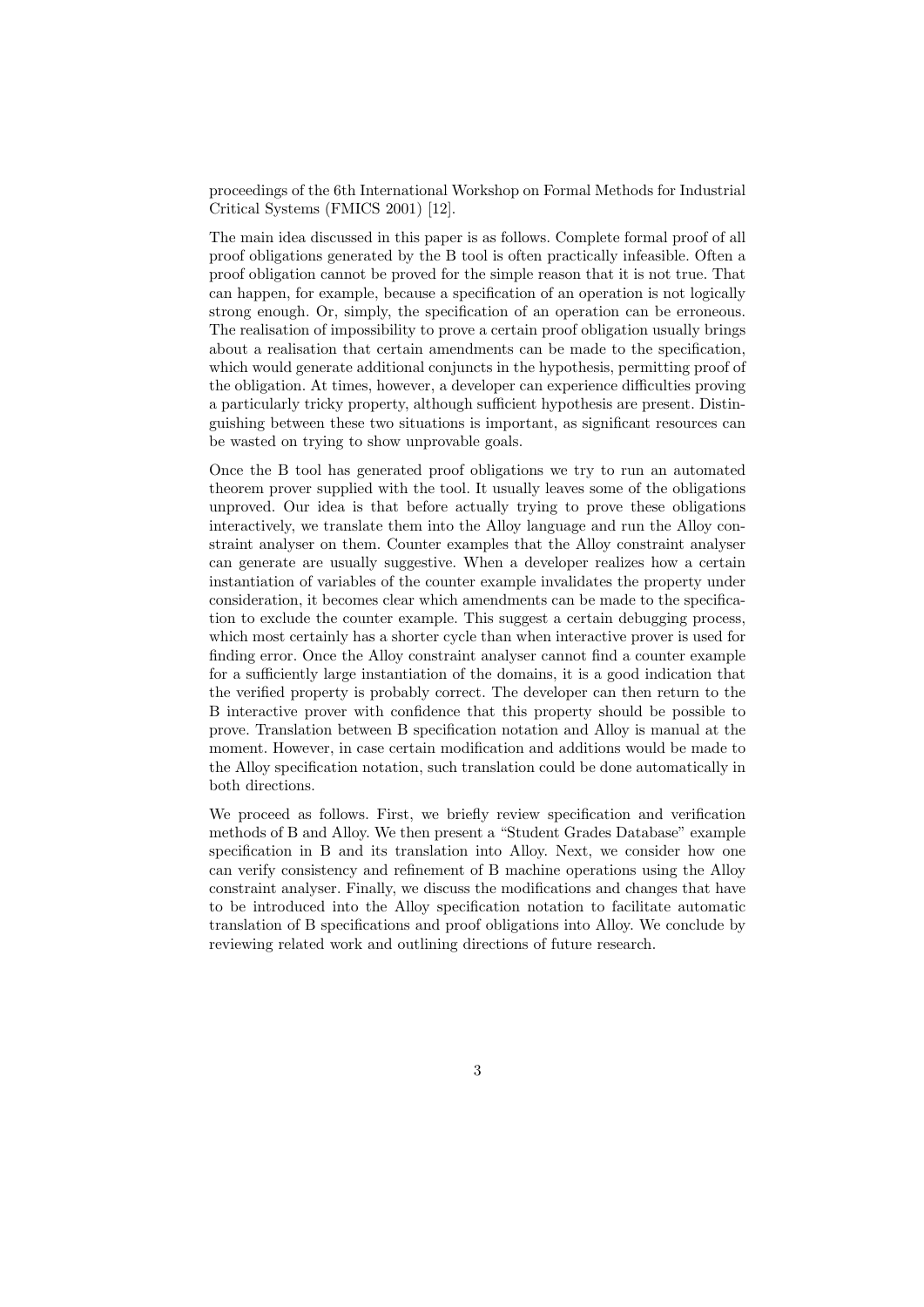proceedings of the 6th International Workshop on Formal Methods for Industrial Critical Systems (FMICS 2001) [12].

The main idea discussed in this paper is as follows. Complete formal proof of all proof obligations generated by the B tool is often practically infeasible. Often a proof obligation cannot be proved for the simple reason that it is not true. That can happen, for example, because a specification of an operation is not logically strong enough. Or, simply, the specification of an operation can be erroneous. The realisation of impossibility to prove a certain proof obligation usually brings about a realisation that certain amendments can be made to the specification, which would generate additional conjuncts in the hypothesis, permitting proof of the obligation. At times, however, a developer can experience difficulties proving a particularly tricky property, although sufficient hypothesis are present. Distinguishing between these two situations is important, as significant resources can be wasted on trying to show unprovable goals.

Once the B tool has generated proof obligations we try to run an automated theorem prover supplied with the tool. It usually leaves some of the obligations unproved. Our idea is that before actually trying to prove these obligations interactively, we translate them into the Alloy language and run the Alloy constraint analyser on them. Counter examples that the Alloy constraint analyser can generate are usually suggestive. When a developer realizes how a certain instantiation of variables of the counter example invalidates the property under consideration, it becomes clear which amendments can be made to the specification to exclude the counter example. This suggest a certain debugging process, which most certainly has a shorter cycle than when interactive prover is used for finding error. Once the Alloy constraint analyser cannot find a counter example for a sufficiently large instantiation of the domains, it is a good indication that the verified property is probably correct. The developer can then return to the B interactive prover with confidence that this property should be possible to prove. Translation between B specification notation and Alloy is manual at the moment. However, in case certain modification and additions would be made to the Alloy specification notation, such translation could be done automatically in both directions.

We proceed as follows. First, we briefly review specification and verification methods of B and Alloy. We then present a "Student Grades Database" example specification in B and its translation into Alloy. Next, we consider how one can verify consistency and refinement of B machine operations using the Alloy constraint analyser. Finally, we discuss the modifications and changes that have to be introduced into the Alloy specification notation to facilitate automatic translation of B specifications and proof obligations into Alloy. We conclude by reviewing related work and outlining directions of future research.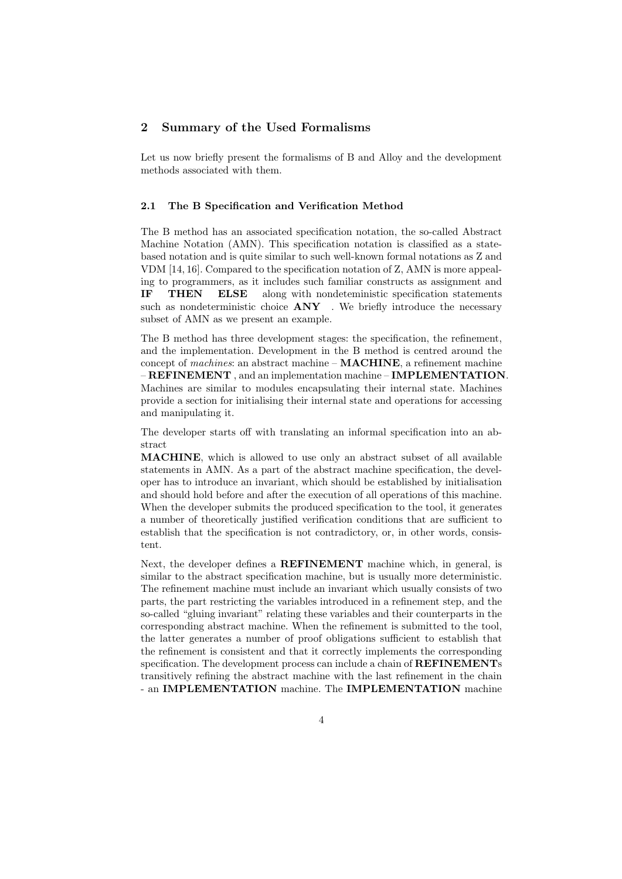## 2 Summary of the Used Formalisms

Let us now briefly present the formalisms of B and Alloy and the development methods associated with them.

### 2.1 The B Specification and Verification Method

The B method has an associated specification notation, the so-called Abstract Machine Notation (AMN). This specification notation is classified as a state-based notation and is quite similar to such well-known formal notations as Z and VDM [14, 16]. Compared to the specification notation of Z, AMN is more appealing to programmers, as it includes such familiar constructs as assignment and **IF THEN ELSE** along with nondeteministic specification statements such as nondeterministic choice **ANY** . We briefly introduce the necessary subset of AMN as we present an example.

The B method has three development stages: the specification, the refinement, and the implementation. Development in the B method is centred around the concept of *machines*: an abstract machine – **MACHINE**, a refinement machine – **REFINEMENT** , and an implementation machine – **IMPLEMENTATION**. Machines are similar to modules encapsulating their internal state. Machines provide a section for initialising their internal state and operations for accessing and manipulating it.

The developer starts off with translating an informal specification into an abstract **MACHINE**, which is allowed to use only an abstract subset of all available statements in AMN. As a part of the abstract machine specification, the developer has to introduce an invariant, which should be established by initialisation and should hold before and after the execution of all operations of this machine. When the developer submits the produced specification to the tool, it generates a number of theoretically justified verification conditions that are sufficient to establish that the specification is not contradictory, or, in other words, consistent.

Next, the developer defines a **REFINEMENT** machine which, in general, is similar to the abstract specification machine, but is usually more deterministic. The refinement machine must include an invariant which usually consists of two parts, the part restricting the variables introduced in a refinement step, and the so-called "gluing invariant" relating these variables and their counterparts in the corresponding abstract machine. When the refinement is submitted to the tool, the latter generates a number of proof obligations sufficient to establish that the refinement is consistent and that it correctly implements the corresponding specification. The development process can include a chain of **REFINEMENT**s transitively refining the abstract machine with the last refinement in the chain - an **IMPLEMENTATION** machine. The **IMPLEMENTATION** machine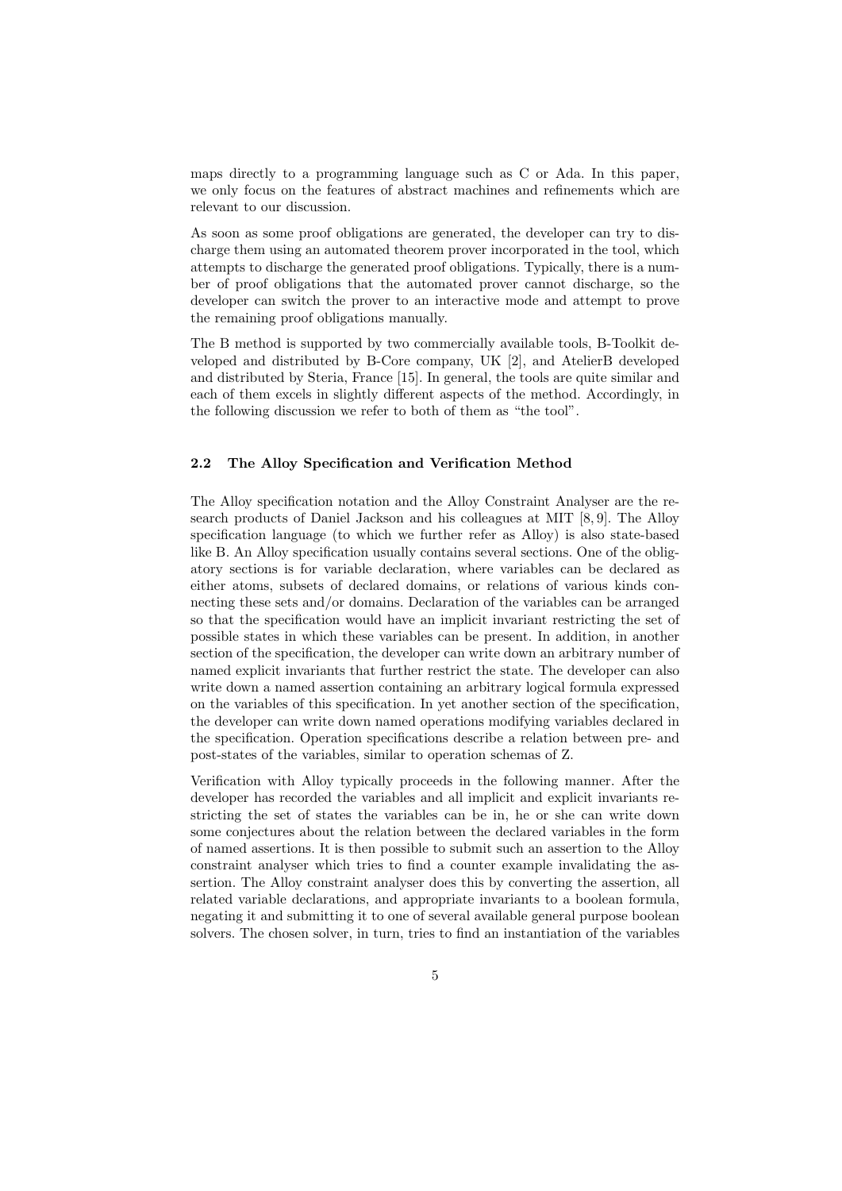maps directly to a programming language such as C or Ada. In this paper, we only focus on the features of abstract machines and refinements which are relevant to our discussion.

As soon as some proof obligations are generated, the developer can try to discharge them using an automated theorem prover incorporated in the tool, which attempts to discharge the generated proof obligations. Typically, there is a number of proof obligations that the automated prover cannot discharge, so the developer can switch the prover to an interactive mode and attempt to prove the remaining proof obligations manually.

The B method is supported by two commercially available tools, B-Toolkit developed and distributed by B-Core company, UK [2], and AtelierB developed and distributed by Steria, France [15]. In general, the tools are quite similar and each of them excels in slightly different aspects of the method. Accordingly, in the following discussion we refer to both of them as "the tool".

### 2.2 The Alloy Specification and Verification Method

The Alloy specification notation and the Alloy Constraint Analyser are the research products of Daniel Jackson and his colleagues at MIT [8, 9]. The Alloy specification language (to which we further refer as Alloy) is also state-based like B. An Alloy specification usually contains several sections. One of the obligatory sections is for variable declaration, where variables can be declared as either atoms, subsets of declared domains, or relations of various kinds connecting these sets and/or domains. Declaration of the variables can be arranged so that the specification would have an implicit invariant restricting the set of possible states in which these variables can be present. In addition, in another section of the specification, the developer can write down an arbitrary number of named explicit invariants that further restrict the state. The developer can also write down a named assertion containing an arbitrary logical formula expressed on the variables of this specification. In yet another section of the specification, the developer can write down named operations modifying variables declared in the specification. Operation specifications describe a relation between pre- and post-states of the variables, similar to operation schemas of Z.

Verification with Alloy typically proceeds in the following manner. After the developer has recorded the variables and all implicit and explicit invariants restricting the set of states the variables can be in, he or she can write down some conjectures about the relation between the declared variables in the form of named assertions. It is then possible to submit such an assertion to the Alloy constraint analyser which tries to find a counter example invalidating the assertion. The Alloy constraint analyser does this by converting the assertion, all related variable declarations, and appropriate invariants to a boolean formula, negating it and submitting it to one of several available general purpose boolean solvers. The chosen solver, in turn, tries to find an instantiation of the variables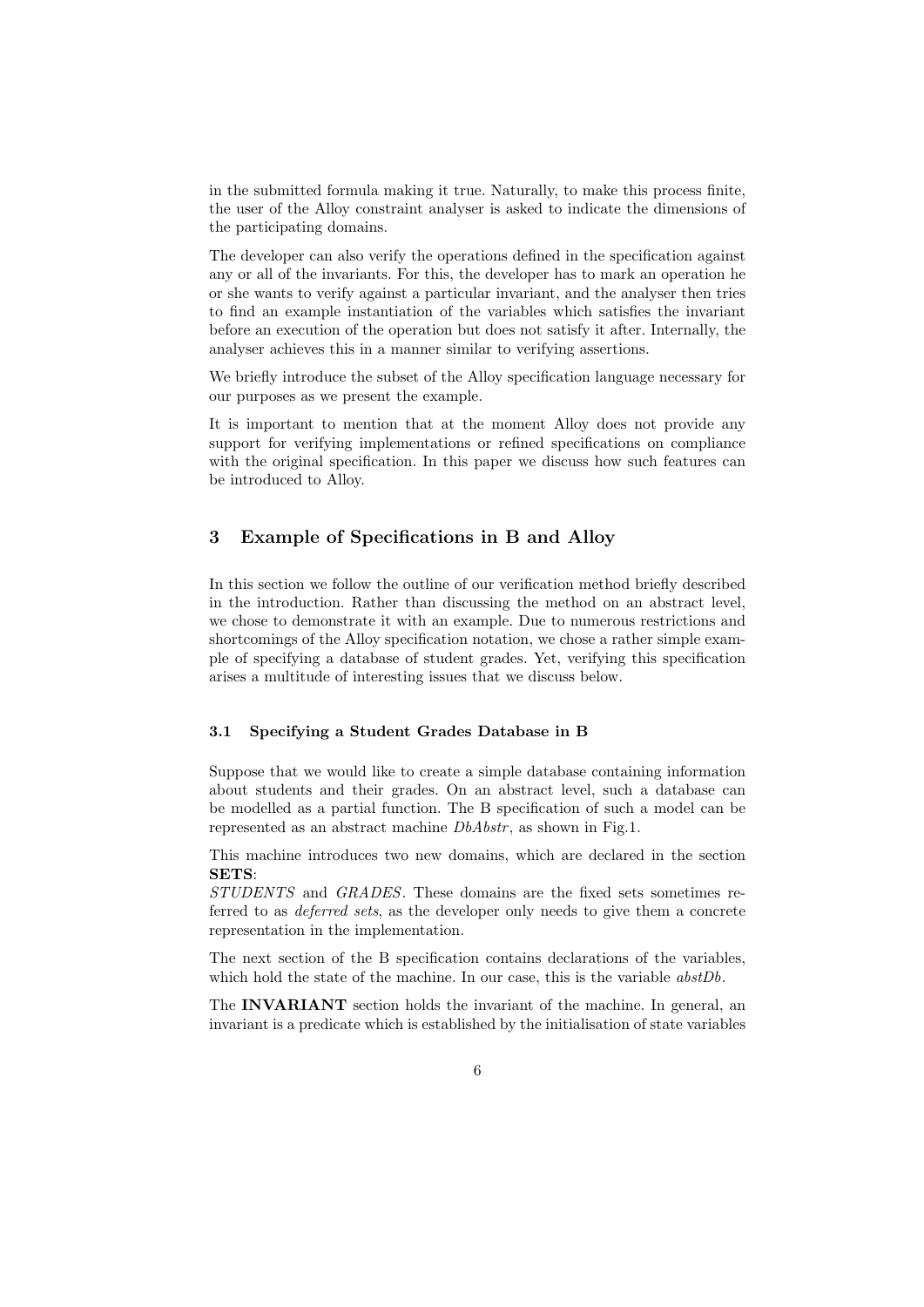in the submitted formula making it true. Naturally, to make this process finite, the user of the Alloy constraint analyser is asked to indicate the dimensions of the participating domains.

The developer can also verify the operations defined in the specification against any or all of the invariants. For this, the developer has to mark an operation he or she wants to verify against a particular invariant, and the analyser then tries to find an example instantiation of the variables which satisfies the invariant before an execution of the operation but does not satisfy it after. Internally, the analyser achieves this in a manner similar to verifying assertions.

We briefly introduce the subset of the Alloy specification language necessary for our purposes as we present the example.

It is important to mention that at the moment Alloy does not provide any support for verifying implementations or refined specifications on compliance with the original specification. In this paper we discuss how such features can be introduced to Alloy.

## 3 Example of Specifications in B and Alloy

In this section we follow the outline of our verification method briefly described in the introduction. Rather than discussing the method on an abstract level, we chose to demonstrate it with an example. Due to numerous restrictions and shortcomings of the Alloy specification notation, we chose a rather simple example of specifying a database of student grades. Yet, verifying this specification arises a multitude of interesting issues that we discuss below.

### 3.1 Specifying a Student Grades Database in B

Suppose that we would like to create a simple database containing information about students and their grades. On an abstract level, such a database can be modelled as a partial function. The B specification of such a model can be represented as an abstract machine *DbAbstr*, as shown in Fig.1.

This machine introduces two new domains, which are declared in the section **SETS**:
*STUDENTS* and *GRADES*. These domains are the fixed sets sometimes referred to as *deferred sets*, as the developer only needs to give them a concrete representation in the implementation.

The next section of the B specification contains declarations of the variables, which hold the state of the machine. In our case, this is the variable *abstDb*.

The **INVARIANT** section holds the invariant of the machine. In general, an invariant is a predicate which is established by the initialisation of state variables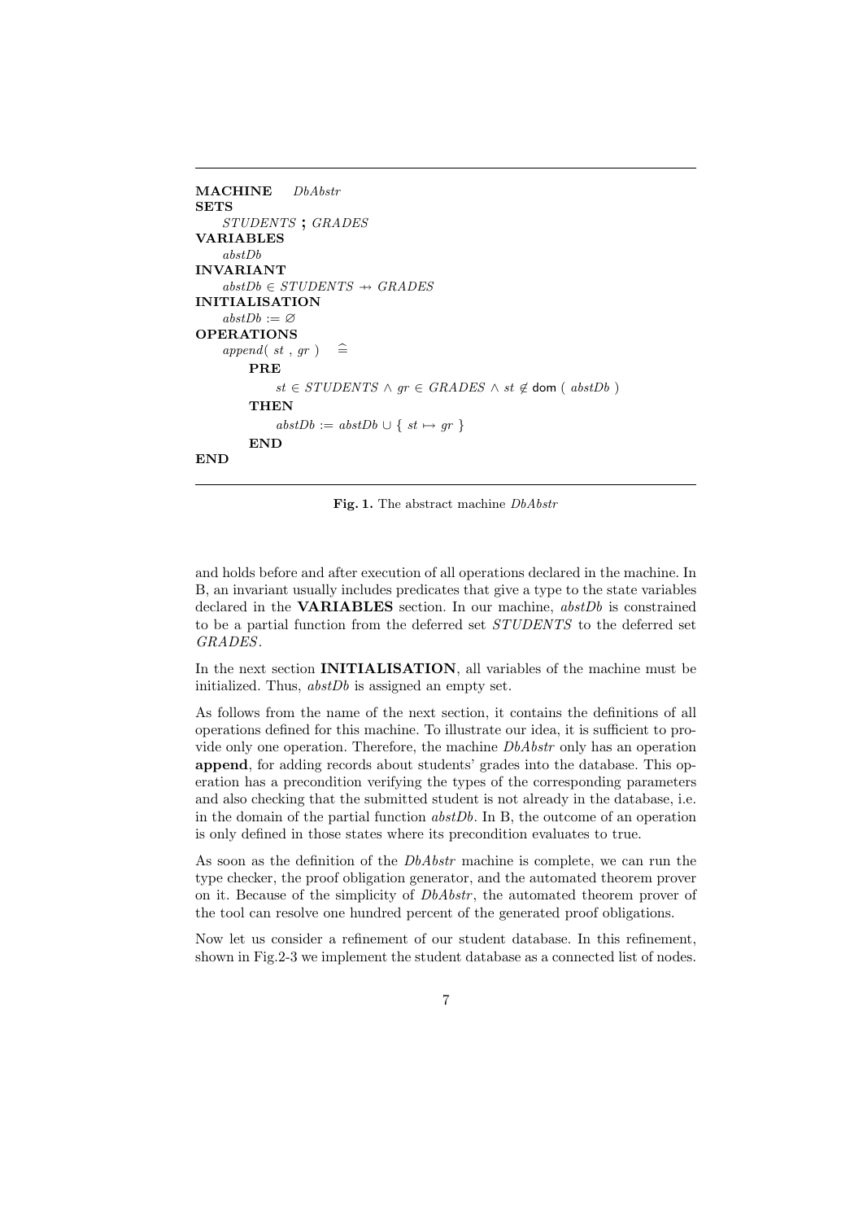```
MACHINE    DbAbstr
SETS
    STUDENTS ; GRADES
VARIABLES
    abstDb
INVARIANT
    abstDb ∈ STUDENTS ⇸ GRADES
INITIALISATION
    abstDb := ∅
OPERATIONS
    append( st , gr )  ≙
        PRE
            st ∈ STUDENTS ∧ gr ∈ GRADES ∧ st ∉ dom ( abstDb )
        THEN
            abstDb := abstDb ∪ { st ↦ gr }
        END
END
```

**Fig. 1.** The abstract machine *DbAbstr*

and holds before and after execution of all operations declared in the machine. In B, an invariant usually includes predicates that give a type to the state variables declared in the **VARIABLES** section. In our machine, *abstDb* is constrained to be a partial function from the deferred set *STUDENTS* to the deferred set *GRADES*.

In the next section **INITIALISATION**, all variables of the machine must be initialized. Thus, *abstDb* is assigned an empty set.

As follows from the name of the next section, it contains the definitions of all operations defined for this machine. To illustrate our idea, it is sufficient to provide only one operation. Therefore, the machine *DbAbstr* only has an operation **append**, for adding records about students' grades into the database. This operation has a precondition verifying the types of the corresponding parameters and also checking that the submitted student is not already in the database, i.e. in the domain of the partial function *abstDb*. In B, the outcome of an operation is only defined in those states where its precondition evaluates to true.

As soon as the definition of the *DbAbstr* machine is complete, we can run the type checker, the proof obligation generator, and the automated theorem prover on it. Because of the simplicity of *DbAbstr*, the automated theorem prover of the tool can resolve one hundred percent of the generated proof obligations.

Now let us consider a refinement of our student database. In this refinement, shown in Fig.2-3 we implement the student database as a connected list of nodes.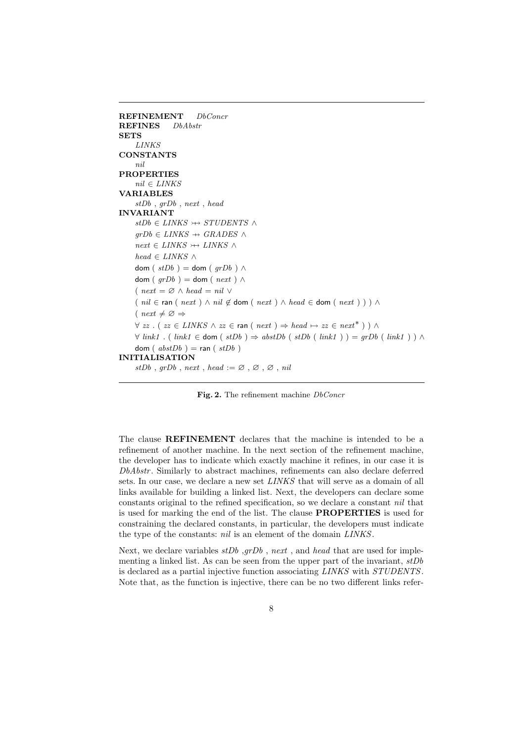**REFINEMENT** *DbConcr*
**REFINES** *DbAbstr*
**SETS**
  *LINKS*
**CONSTANTS**
  *nil*
**PROPERTIES**
  $nil \in LINKS$
**VARIABLES**
  $stDb$ , $grDb$ , $next$ , $head$
**INVARIANT**
  $stDb \in LINKS \rightarrowtail\!\!\!\!\!\!+\; STUDENTS \;\wedge$
  $grDb \in LINKS \;+\!\!\!\!\!\!\rightarrow GRADES \;\wedge$
  $next \in LINKS \rightarrowtail\!\!\!\!\!\!+\; LINKS \;\wedge$
  $head \in LINKS \;\wedge$
  $\mathsf{dom}\ (\ stDb\ ) = \mathsf{dom}\ (\ grDb\ ) \;\wedge$
  $\mathsf{dom}\ (\ grDb\ ) = \mathsf{dom}\ (\ next\ ) \;\wedge$
  $(\ next = \varnothing \wedge head = nil \;\vee$
  $(\ nil \in \mathsf{ran}\ (\ next\ ) \wedge nil \notin \mathsf{dom}\ (\ next\ ) \wedge head \in \mathsf{dom}\ (\ next\ )\ )\ ) \;\wedge$
  $(\ next \neq \varnothing \Rightarrow$
  $\forall\ zz\ .\ (\ zz \in LINKS \wedge zz \in \mathsf{ran}\ (\ next\ ) \Rightarrow head \mapsto zz \in next^{*}\ )\ ) \;\wedge$
  $\forall\ link1\ .\ (\ link1 \in \mathsf{dom}\ (\ stDb\ ) \Rightarrow abstDb\ (\ stDb\ (\ link1\ )\ ) = grDb\ (\ link1\ )\ ) \;\wedge$
  $\mathsf{dom}\ (\ abstDb\ ) = \mathsf{ran}\ (\ stDb\ )$
**INITIALISATION**
  $stDb\ ,\ grDb\ ,\ next\ ,\ head := \varnothing\ ,\ \varnothing\ ,\ \varnothing\ ,\ nil$

**Fig. 2.** The refinement machine *DbConcr*

The clause **REFINEMENT** declares that the machine is intended to be a refinement of another machine. In the next section of the refinement machine, the developer has to indicate which exactly machine it refines, in our case it is *DbAbstr*. Similarly to abstract machines, refinements can also declare deferred sets. In our case, we declare a new set *LINKS* that will serve as a domain of all links available for building a linked list. Next, the developers can declare some constants original to the refined specification, so we declare a constant *nil* that is used for marking the end of the list. The clause **PROPERTIES** is used for constraining the declared constants, in particular, the developers must indicate the type of the constants: *nil* is an element of the domain *LINKS*.

Next, we declare variables *stDb* ,*grDb* , *next* , and *head* that are used for implementing a linked list. As can be seen from the upper part of the invariant, *stDb* is declared as a partial injective function associating *LINKS* with *STUDENTS*. Note that, as the function is injective, there can be no two different links refer-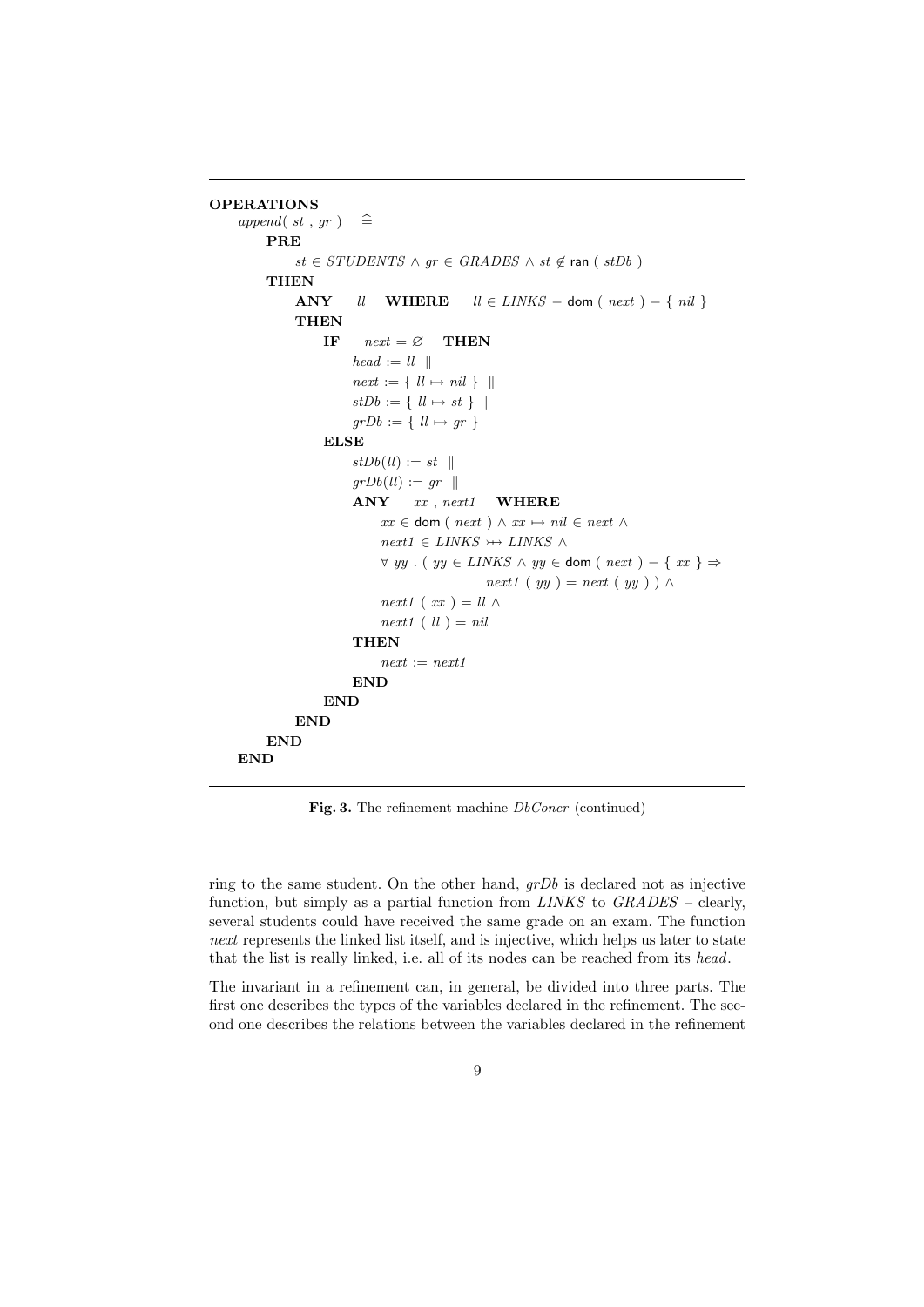```
OPERATIONS
  append( st , gr )  ≙
    PRE
      st ∈ STUDENTS ∧ gr ∈ GRADES ∧ st ∉ ran ( stDb )
    THEN
      ANY   ll   WHERE   ll ∈ LINKS − dom ( next ) − { nil }
      THEN
        IF   next = ∅   THEN
          head := ll  ||
          next := { ll ↦ nil }  ||
          stDb := { ll ↦ st }  ||
          grDb := { ll ↦ gr }
        ELSE
          stDb(ll) := st  ||
          grDb(ll) := gr  ||
          ANY   xx , next1   WHERE
            xx ∈ dom ( next ) ∧ xx ↦ nil ∈ next ∧
            next1 ∈ LINKS ↣ LINKS ∧
            ∀ yy . ( yy ∈ LINKS ∧ yy ∈ dom ( next ) − { xx } ⇒
                        next1 ( yy ) = next ( yy ) ) ∧
            next1 ( xx ) = ll ∧
            next1 ( ll ) = nil
          THEN
            next := next1
          END
        END
      END
    END
  END
```

**Fig. 3.** The refinement machine *DbConcr* (continued)

ring to the same student. On the other hand, *grDb* is declared not as injective function, but simply as a partial function from *LINKS* to *GRADES* – clearly, several students could have received the same grade on an exam. The function *next* represents the linked list itself, and is injective, which helps us later to state that the list is really linked, i.e. all of its nodes can be reached from its *head*.

The invariant in a refinement can, in general, be divided into three parts. The first one describes the types of the variables declared in the refinement. The second one describes the relations between the variables declared in the refinement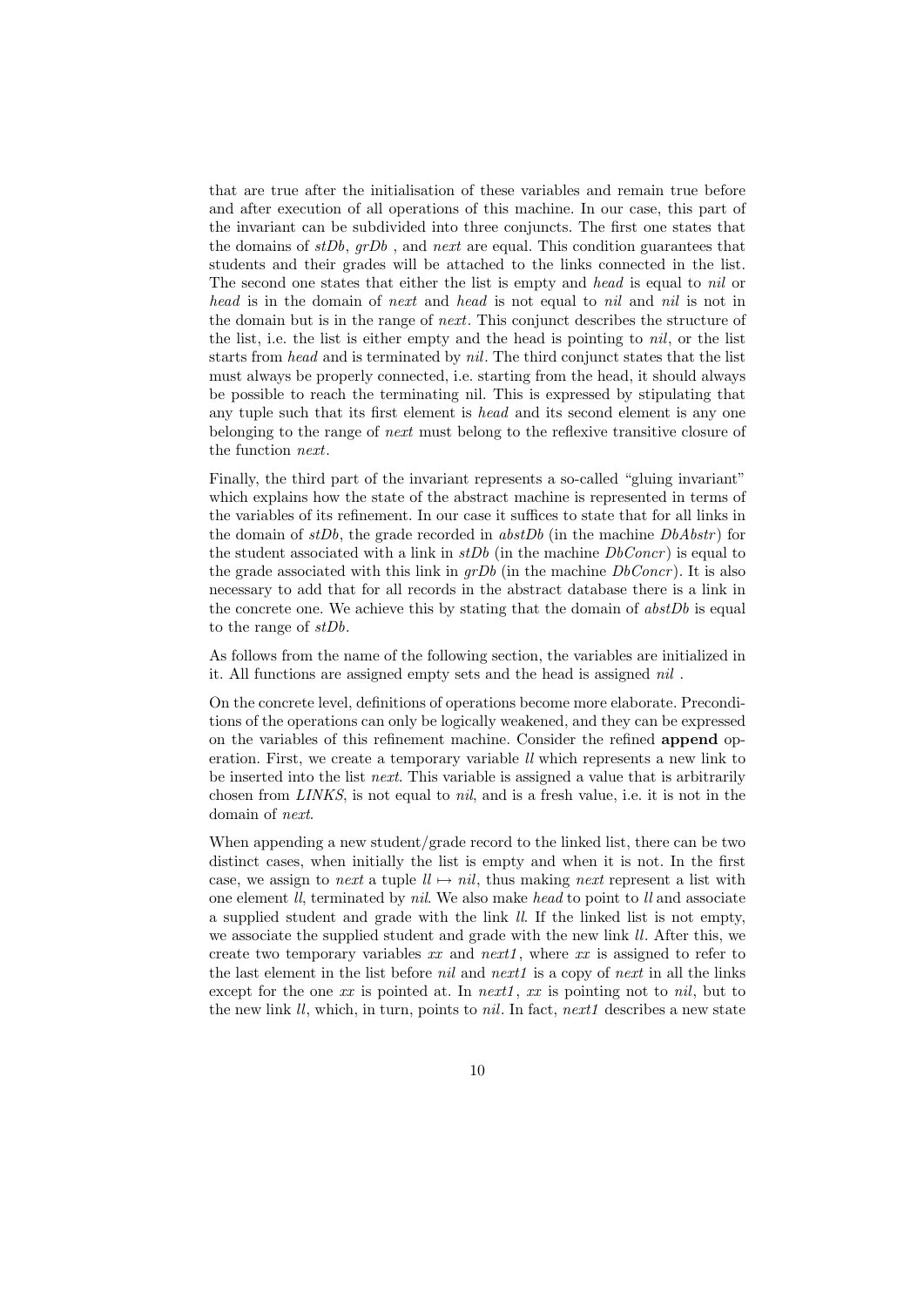that are true after the initialisation of these variables and remain true before and after execution of all operations of this machine. In our case, this part of the invariant can be subdivided into three conjuncts. The first one states that the domains of *stDb*, *grDb* , and *next* are equal. This condition guarantees that students and their grades will be attached to the links connected in the list. The second one states that either the list is empty and *head* is equal to *nil* or *head* is in the domain of *next* and *head* is not equal to *nil* and *nil* is not in the domain but is in the range of *next*. This conjunct describes the structure of the list, i.e. the list is either empty and the head is pointing to *nil*, or the list starts from *head* and is terminated by *nil*. The third conjunct states that the list must always be properly connected, i.e. starting from the head, it should always be possible to reach the terminating nil. This is expressed by stipulating that any tuple such that its first element is *head* and its second element is any one belonging to the range of *next* must belong to the reflexive transitive closure of the function *next*.

Finally, the third part of the invariant represents a so-called "gluing invariant" which explains how the state of the abstract machine is represented in terms of the variables of its refinement. In our case it suffices to state that for all links in the domain of *stDb*, the grade recorded in *abstDb* (in the machine *DbAbstr*) for the student associated with a link in *stDb* (in the machine *DbConcr*) is equal to the grade associated with this link in *grDb* (in the machine *DbConcr*). It is also necessary to add that for all records in the abstract database there is a link in the concrete one. We achieve this by stating that the domain of *abstDb* is equal to the range of *stDb*.

As follows from the name of the following section, the variables are initialized in it. All functions are assigned empty sets and the head is assigned *nil* .

On the concrete level, definitions of operations become more elaborate. Preconditions of the operations can only be logically weakened, and they can be expressed on the variables of this refinement machine. Consider the refined **append** operation. First, we create a temporary variable *ll* which represents a new link to be inserted into the list *next*. This variable is assigned a value that is arbitrarily chosen from *LINKS*, is not equal to *nil*, and is a fresh value, i.e. it is not in the domain of *next*.

When appending a new student/grade record to the linked list, there can be two distinct cases, when initially the list is empty and when it is not. In the first case, we assign to *next* a tuple $ll \mapsto nil$, thus making *next* represent a list with one element *ll*, terminated by *nil*. We also make *head* to point to *ll* and associate a supplied student and grade with the link *ll*. If the linked list is not empty, we associate the supplied student and grade with the new link *ll*. After this, we create two temporary variables *xx* and *next1*, where *xx* is assigned to refer to the last element in the list before *nil* and *next1* is a copy of *next* in all the links except for the one *xx* is pointed at. In *next1*, *xx* is pointing not to *nil*, but to the new link *ll*, which, in turn, points to *nil*. In fact, *next1* describes a new state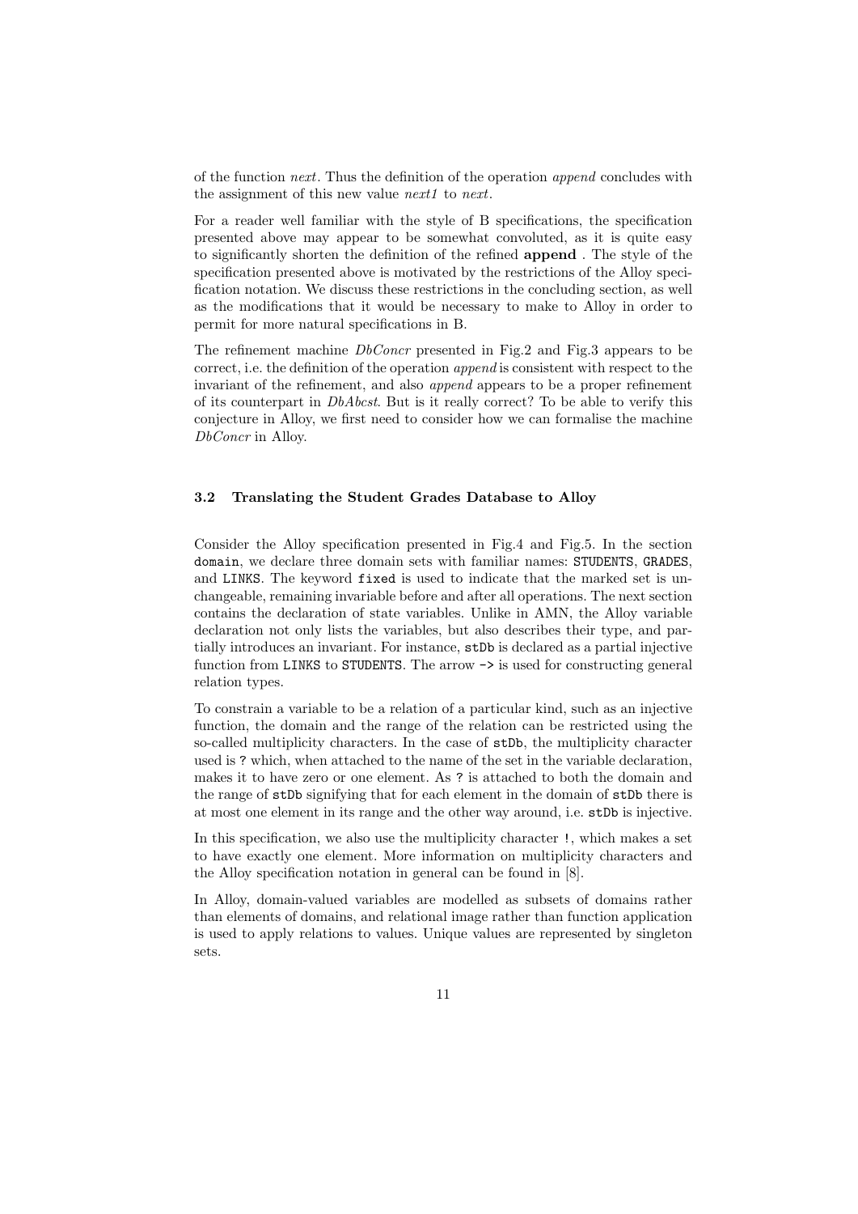of the function *next*. Thus the definition of the operation *append* concludes with the assignment of this new value *next1* to *next*.

For a reader well familiar with the style of B specifications, the specification presented above may appear to be somewhat convoluted, as it is quite easy to significantly shorten the definition of the refined **append** . The style of the specification presented above is motivated by the restrictions of the Alloy specification notation. We discuss these restrictions in the concluding section, as well as the modifications that it would be necessary to make to Alloy in order to permit for more natural specifications in B.

The refinement machine *DbConcr* presented in Fig.2 and Fig.3 appears to be correct, i.e. the definition of the operation *append* is consistent with respect to the invariant of the refinement, and also *append* appears to be a proper refinement of its counterpart in *DbAbcst*. But is it really correct? To be able to verify this conjecture in Alloy, we first need to consider how we can formalise the machine *DbConcr* in Alloy.

### 3.2 Translating the Student Grades Database to Alloy

Consider the Alloy specification presented in Fig.4 and Fig.5. In the section `domain`, we declare three domain sets with familiar names: `STUDENTS`, `GRADES`, and `LINKS`. The keyword `fixed` is used to indicate that the marked set is unchangeable, remaining invariable before and after all operations. The next section contains the declaration of state variables. Unlike in AMN, the Alloy variable declaration not only lists the variables, but also describes their type, and partially introduces an invariant. For instance, `stDb` is declared as a partial injective function from `LINKS` to `STUDENTS`. The arrow `->` is used for constructing general relation types.

To constrain a variable to be a relation of a particular kind, such as an injective function, the domain and the range of the relation can be restricted using the so-called multiplicity characters. In the case of `stDb`, the multiplicity character used is `?` which, when attached to the name of the set in the variable declaration, makes it to have zero or one element. As `?` is attached to both the domain and the range of `stDb` signifying that for each element in the domain of `stDb` there is at most one element in its range and the other way around, i.e. `stDb` is injective.

In this specification, we also use the multiplicity character `!`, which makes a set to have exactly one element. More information on multiplicity characters and the Alloy specification notation in general can be found in [8].

In Alloy, domain-valued variables are modelled as subsets of domains rather than elements of domains, and relational image rather than function application is used to apply relations to values. Unique values are represented by singleton sets.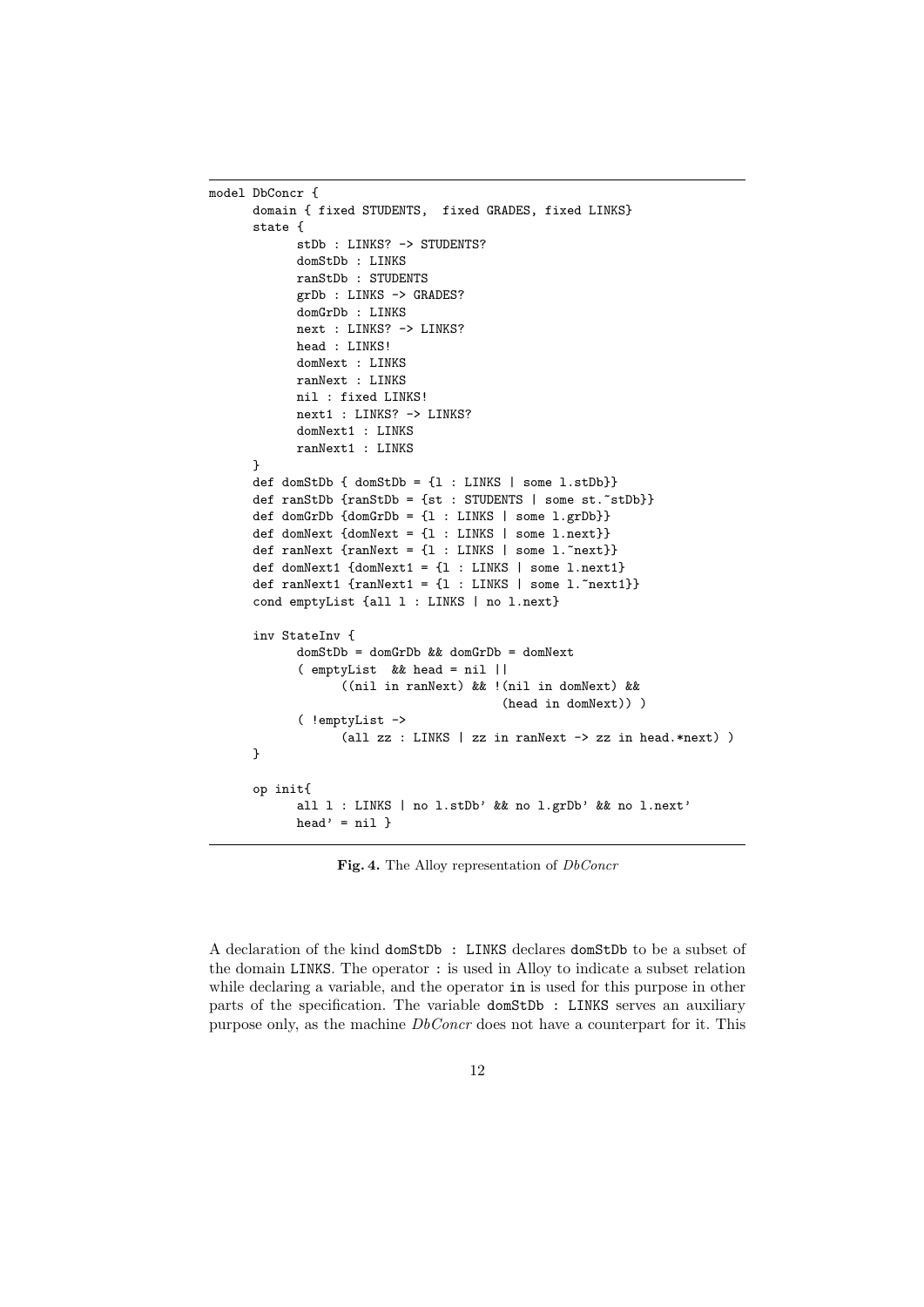```
model DbConcr {
      domain { fixed STUDENTS,  fixed GRADES, fixed LINKS}
      state {
            stDb : LINKS? -> STUDENTS?
            domStDb : LINKS
            ranStDb : STUDENTS
            grDb : LINKS -> GRADES?
            domGrDb : LINKS
            next : LINKS? -> LINKS?
            head : LINKS!
            domNext : LINKS
            ranNext : LINKS
            nil : fixed LINKS!
            next1 : LINKS? -> LINKS?
            domNext1 : LINKS
            ranNext1 : LINKS
      }
      def domStDb { domStDb = {l : LINKS | some l.stDb}}
      def ranStDb {ranStDb = {st : STUDENTS | some st.~stDb}}
      def domGrDb {domGrDb = {l : LINKS | some l.grDb}}
      def domNext {domNext = {l : LINKS | some l.next}}
      def ranNext {ranNext = {l : LINKS | some l.~next}}
      def domNext1 {domNext1 = {l : LINKS | some l.next1}
      def ranNext1 {ranNext1 = {l : LINKS | some l.~next1}}
      cond emptyList {all l : LINKS | no l.next}

      inv StateInv {
            domStDb = domGrDb && domGrDb = domNext
            ( emptyList  && head = nil ||
                  ((nil in ranNext) && !(nil in domNext) &&
                                    (head in domNext)) )
            ( !emptyList ->
                  (all zz : LINKS | zz in ranNext -> zz in head.*next) )
      }

      op init{
            all l : LINKS | no l.stDb' && no l.grDb' && no l.next'
            head' = nil }
```

**Fig. 4.** The Alloy representation of *DbConcr*

A declaration of the kind `domStDb : LINKS` declares `domStDb` to be a subset of the domain `LINKS`. The operator `:` is used in Alloy to indicate a subset relation while declaring a variable, and the operator `in` is used for this purpose in other parts of the specification. The variable `domStDb : LINKS` serves an auxiliary purpose only, as the machine *DbConcr* does not have a counterpart for it. This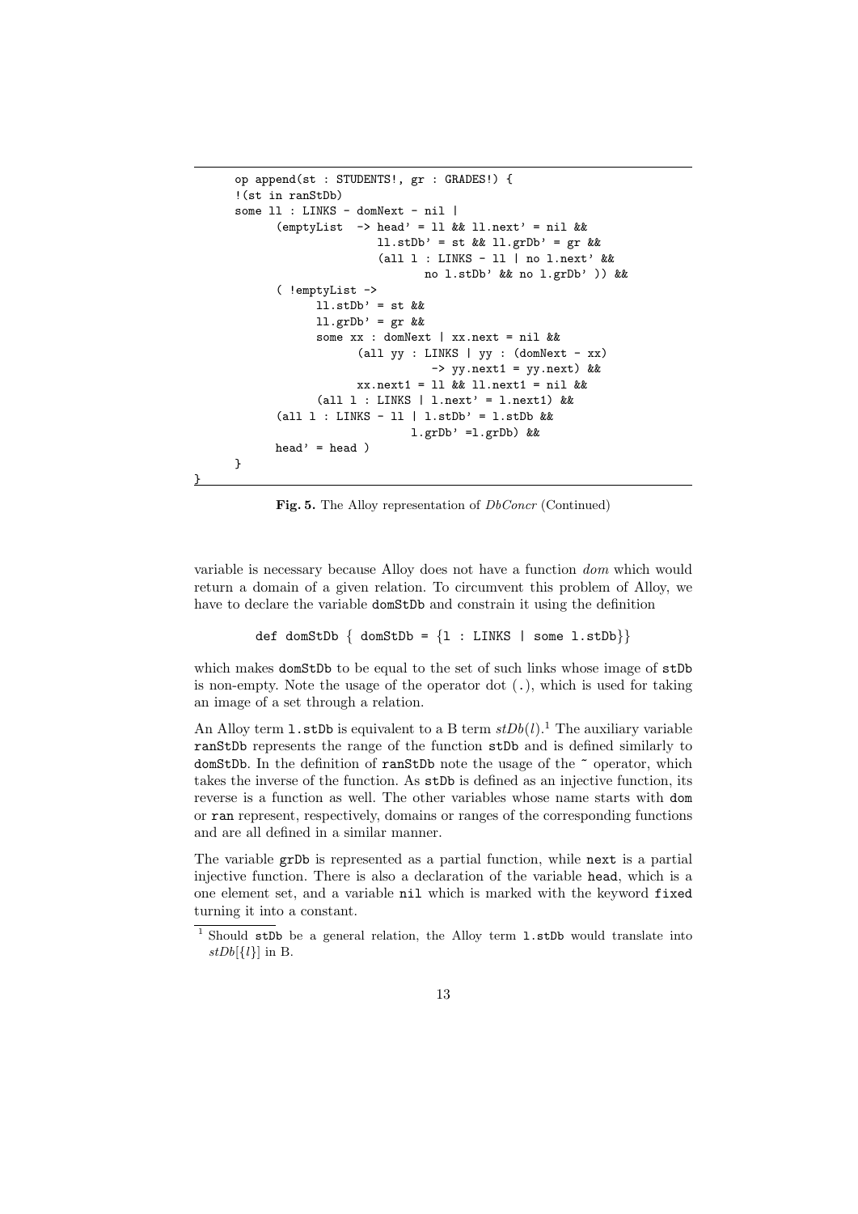```
      op append(st : STUDENTS!, gr : GRADES!) {
      !(st in ranStDb)
      some ll : LINKS - domNext - nil |
            (emptyList  -> head' = ll && ll.next' = nil &&
                           ll.stDb' = st && ll.grDb' = gr &&
                           (all l : LINKS - ll | no l.next' &&
                                   no l.stDb' && no l.grDb' )) &&
            ( !emptyList ->
                  ll.stDb' = st &&
                  ll.grDb' = gr &&
                  some xx : domNext | xx.next = nil &&
                        (all yy : LINKS | yy : (domNext - xx)
                                  -> yy.next1 = yy.next) &&
                        xx.next1 = ll && ll.next1 = nil &&
                  (all l : LINKS | l.next' = l.next1) &&
            (all l : LINKS - ll | l.stDb' = l.stDb &&
                                l.grDb' =l.grDb) &&
            head' = head )
      }
}
```

**Fig. 5.** The Alloy representation of *DbConcr* (Continued)

variable is necessary because Alloy does not have a function *dom* which would return a domain of a given relation. To circumvent this problem of Alloy, we have to declare the variable domStDb and constrain it using the definition

```
def domStDb { domStDb = {l : LINKS | some l.stDb}}
```

which makes domStDb to be equal to the set of such links whose image of stDb is non-empty. Note the usage of the operator dot (.), which is used for taking an image of a set through a relation.

An Alloy term l.stDb is equivalent to a B term $stDb(l)$.[1] The auxiliary variable ranStDb represents the range of the function stDb and is defined similarly to domStDb. In the definition of ranStDb note the usage of the ~ operator, which takes the inverse of the function. As stDb is defined as an injective function, its reverse is a function as well. The other variables whose name starts with dom or ran represent, respectively, domains or ranges of the corresponding functions and are all defined in a similar manner.

The variable grDb is represented as a partial function, while next is a partial injective function. There is also a declaration of the variable head, which is a one element set, and a variable nil which is marked with the keyword fixed turning it into a constant.

[1] Should stDb be a general relation, the Alloy term l.stDb would translate into $stDb[\{l\}]$ in B.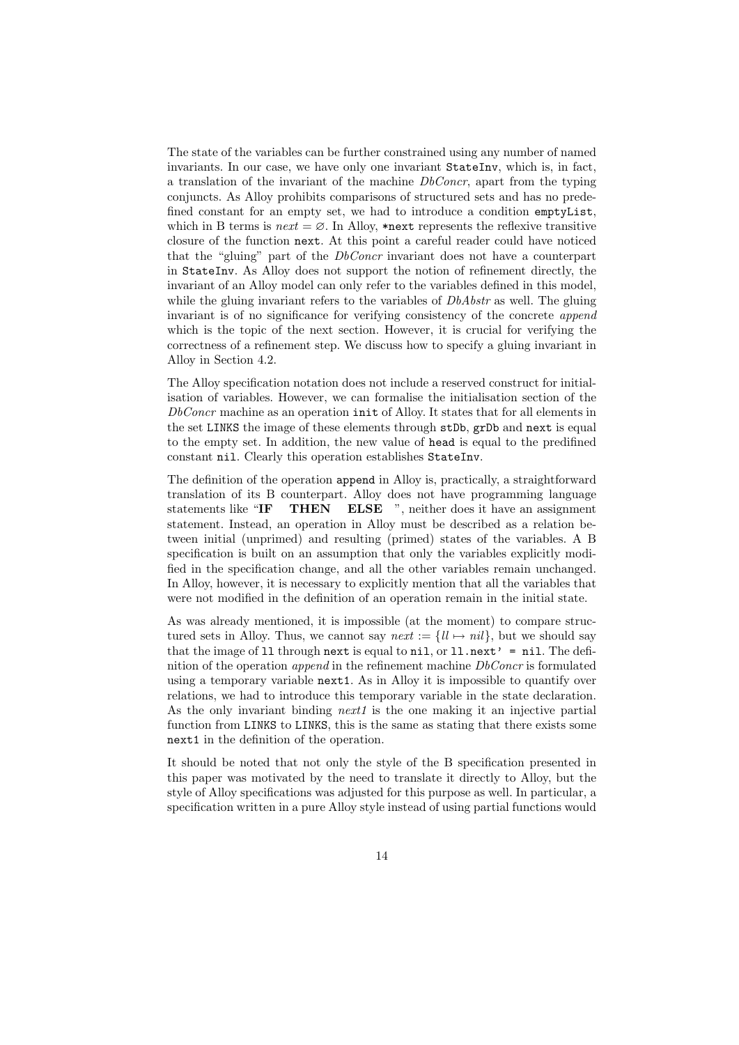The state of the variables can be further constrained using any number of named invariants. In our case, we have only one invariant `StateInv`, which is, in fact, a translation of the invariant of the machine *DbConcr*, apart from the typing conjuncts. As Alloy prohibits comparisons of structured sets and has no predefined constant for an empty set, we had to introduce a condition `emptyList`, which in B terms is $next = \varnothing$. In Alloy, `*next` represents the reflexive transitive closure of the function `next`. At this point a careful reader could have noticed that the "gluing" part of the *DbConcr* invariant does not have a counterpart in `StateInv`. As Alloy does not support the notion of refinement directly, the invariant of an Alloy model can only refer to the variables defined in this model, while the gluing invariant refers to the variables of *DbAbstr* as well. The gluing invariant is of no significance for verifying consistency of the concrete *append* which is the topic of the next section. However, it is crucial for verifying the correctness of a refinement step. We discuss how to specify a gluing invariant in Alloy in Section 4.2.

The Alloy specification notation does not include a reserved construct for initialisation of variables. However, we can formalise the initialisation section of the *DbConcr* machine as an operation `init` of Alloy. It states that for all elements in the set `LINKS` the image of these elements through `stDb`, `grDb` and `next` is equal to the empty set. In addition, the new value of `head` is equal to the predifined constant `nil`. Clearly this operation establishes `StateInv`.

The definition of the operation `append` in Alloy is, practically, a straightforward translation of its B counterpart. Alloy does not have programming language statements like "**IF THEN ELSE** ", neither does it have an assignment statement. Instead, an operation in Alloy must be described as a relation between initial (unprimed) and resulting (primed) states of the variables. A B specification is built on an assumption that only the variables explicitly modified in the specification change, and all the other variables remain unchanged. In Alloy, however, it is necessary to explicitly mention that all the variables that were not modified in the definition of an operation remain in the initial state.

As was already mentioned, it is impossible (at the moment) to compare structured sets in Alloy. Thus, we cannot say $next := \{ll \mapsto nil\}$, but we should say that the image of `ll` through `next` is equal to `nil`, or `ll.next' = nil`. The definition of the operation *append* in the refinement machine *DbConcr* is formulated using a temporary variable `next1`. As in Alloy it is impossible to quantify over relations, we had to introduce this temporary variable in the state declaration. As the only invariant binding *next1* is the one making it an injective partial function from `LINKS` to `LINKS`, this is the same as stating that there exists some `next1` in the definition of the operation.

It should be noted that not only the style of the B specification presented in this paper was motivated by the need to translate it directly to Alloy, but the style of Alloy specifications was adjusted for this purpose as well. In particular, a specification written in a pure Alloy style instead of using partial functions would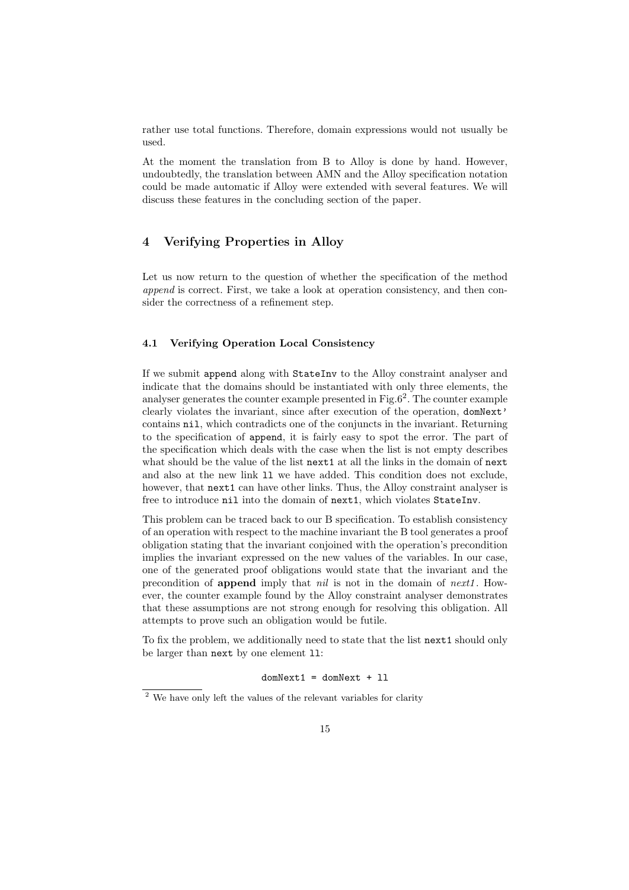rather use total functions. Therefore, domain expressions would not usually be used.

At the moment the translation from B to Alloy is done by hand. However, undoubtedly, the translation between AMN and the Alloy specification notation could be made automatic if Alloy were extended with several features. We will discuss these features in the concluding section of the paper.

## 4 Verifying Properties in Alloy

Let us now return to the question of whether the specification of the method *append* is correct. First, we take a look at operation consistency, and then consider the correctness of a refinement step.

### 4.1 Verifying Operation Local Consistency

If we submit `append` along with `StateInv` to the Alloy constraint analyser and indicate that the domains should be instantiated with only three elements, the analyser generates the counter example presented in Fig.6[2]. The counter example clearly violates the invariant, since after execution of the operation, `domNext'` contains `nil`, which contradicts one of the conjuncts in the invariant. Returning to the specification of `append`, it is fairly easy to spot the error. The part of the specification which deals with the case when the list is not empty describes what should be the value of the list `next1` at all the links in the domain of `next` and also at the new link `ll` we have added. This condition does not exclude, however, that `next1` can have other links. Thus, the Alloy constraint analyser is free to introduce `nil` into the domain of `next1`, which violates `StateInv`.

This problem can be traced back to our B specification. To establish consistency of an operation with respect to the machine invariant the B tool generates a proof obligation stating that the invariant conjoined with the operation's precondition implies the invariant expressed on the new values of the variables. In our case, one of the generated proof obligations would state that the invariant and the precondition of **append** imply that *nil* is not in the domain of *next1*. However, the counter example found by the Alloy constraint analyser demonstrates that these assumptions are not strong enough for resolving this obligation. All attempts to prove such an obligation would be futile.

To fix the problem, we additionally need to state that the list `next1` should only be larger than `next` by one element `ll`:

```
domNext1 = domNext + ll
```

[2] We have only left the values of the relevant variables for clarity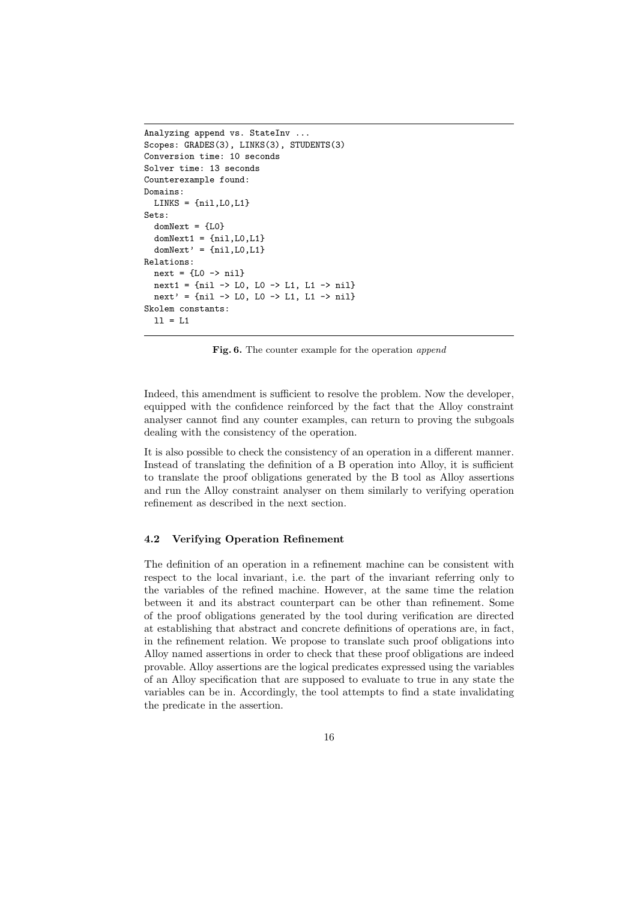```
Analyzing append vs. StateInv ...
Scopes: GRADES(3), LINKS(3), STUDENTS(3)
Conversion time: 10 seconds
Solver time: 13 seconds
Counterexample found:
Domains:
  LINKS = {nil,L0,L1}
Sets:
  domNext = {L0}
  domNext1 = {nil,L0,L1}
  domNext' = {nil,L0,L1}
Relations:
  next = {L0 -> nil}
  next1 = {nil -> L0, L0 -> L1, L1 -> nil}
  next' = {nil -> L0, L0 -> L1, L1 -> nil}
Skolem constants:
  ll = L1
```

**Fig. 6.** The counter example for the operation *append*

Indeed, this amendment is sufficient to resolve the problem. Now the developer, equipped with the confidence reinforced by the fact that the Alloy constraint analyser cannot find any counter examples, can return to proving the subgoals dealing with the consistency of the operation.

It is also possible to check the consistency of an operation in a different manner. Instead of translating the definition of a B operation into Alloy, it is sufficient to translate the proof obligations generated by the B tool as Alloy assertions and run the Alloy constraint analyser on them similarly to verifying operation refinement as described in the next section.

### 4.2 Verifying Operation Refinement

The definition of an operation in a refinement machine can be consistent with respect to the local invariant, i.e. the part of the invariant referring only to the variables of the refined machine. However, at the same time the relation between it and its abstract counterpart can be other than refinement. Some of the proof obligations generated by the tool during verification are directed at establishing that abstract and concrete definitions of operations are, in fact, in the refinement relation. We propose to translate such proof obligations into Alloy named assertions in order to check that these proof obligations are indeed provable. Alloy assertions are the logical predicates expressed using the variables of an Alloy specification that are supposed to evaluate to true in any state the variables can be in. Accordingly, the tool attempts to find a state invalidating the predicate in the assertion.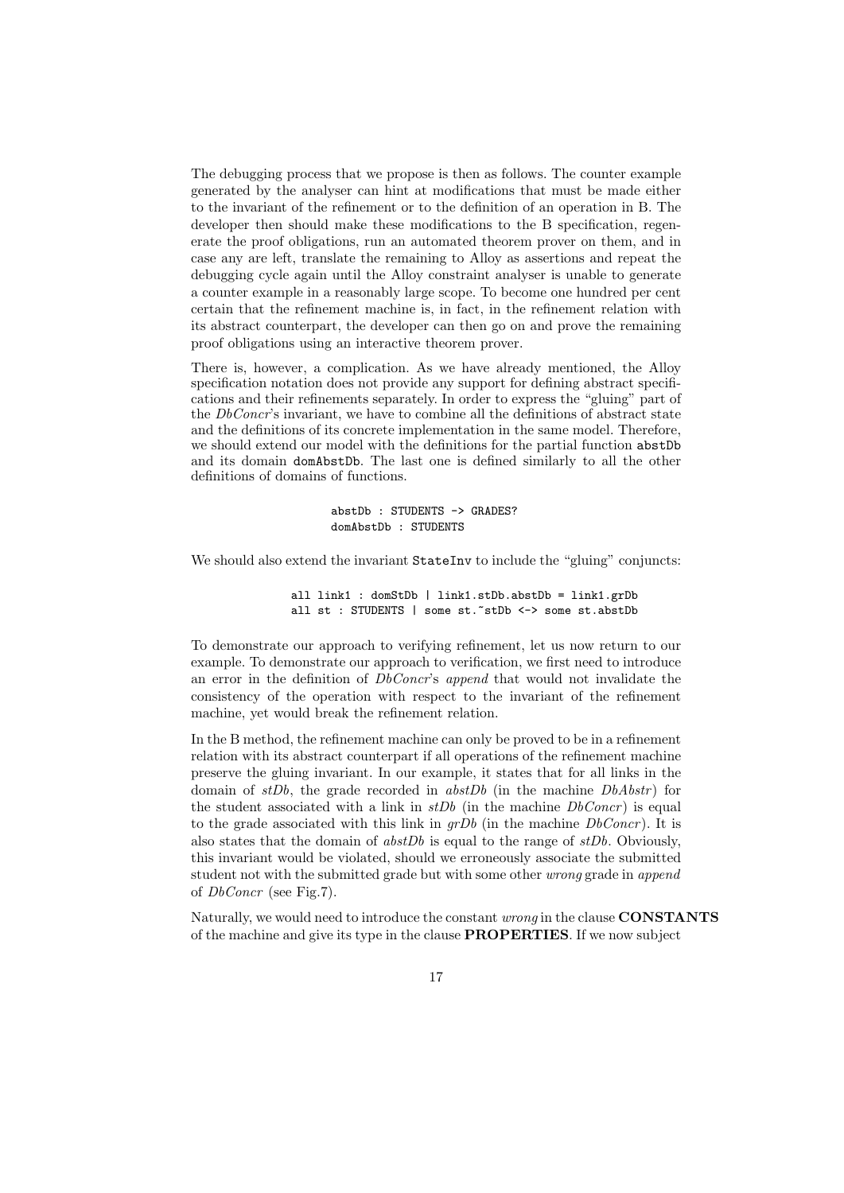The debugging process that we propose is then as follows. The counter example generated by the analyser can hint at modifications that must be made either to the invariant of the refinement or to the definition of an operation in B. The developer then should make these modifications to the B specification, regenerate the proof obligations, run an automated theorem prover on them, and in case any are left, translate the remaining to Alloy as assertions and repeat the debugging cycle again until the Alloy constraint analyser is unable to generate a counter example in a reasonably large scope. To become one hundred per cent certain that the refinement machine is, in fact, in the refinement relation with its abstract counterpart, the developer can then go on and prove the remaining proof obligations using an interactive theorem prover.

There is, however, a complication. As we have already mentioned, the Alloy specification notation does not provide any support for defining abstract specifications and their refinements separately. In order to express the "gluing" part of the *DbConcr*'s invariant, we have to combine all the definitions of abstract state and the definitions of its concrete implementation in the same model. Therefore, we should extend our model with the definitions for the partial function `abstDb` and its domain `domAbstDb`. The last one is defined similarly to all the other definitions of domains of functions.

```
abstDb : STUDENTS -> GRADES?
domAbstDb : STUDENTS
```

We should also extend the invariant `StateInv` to include the "gluing" conjuncts:

```
all link1 : domStDb | link1.stDb.abstDb = link1.grDb
all st : STUDENTS | some st.~stDb <-> some st.abstDb
```

To demonstrate our approach to verifying refinement, let us now return to our example. To demonstrate our approach to verification, we first need to introduce an error in the definition of *DbConcr*'s *append* that would not invalidate the consistency of the operation with respect to the invariant of the refinement machine, yet would break the refinement relation.

In the B method, the refinement machine can only be proved to be in a refinement relation with its abstract counterpart if all operations of the refinement machine preserve the gluing invariant. In our example, it states that for all links in the domain of *stDb*, the grade recorded in *abstDb* (in the machine *DbAbstr*) for the student associated with a link in *stDb* (in the machine *DbConcr*) is equal to the grade associated with this link in *grDb* (in the machine *DbConcr*). It is also states that the domain of *abstDb* is equal to the range of *stDb*. Obviously, this invariant would be violated, should we erroneously associate the submitted student not with the submitted grade but with some other *wrong* grade in *append* of *DbConcr* (see Fig.7).

Naturally, we would need to introduce the constant *wrong* in the clause **CONSTANTS** of the machine and give its type in the clause **PROPERTIES**. If we now subject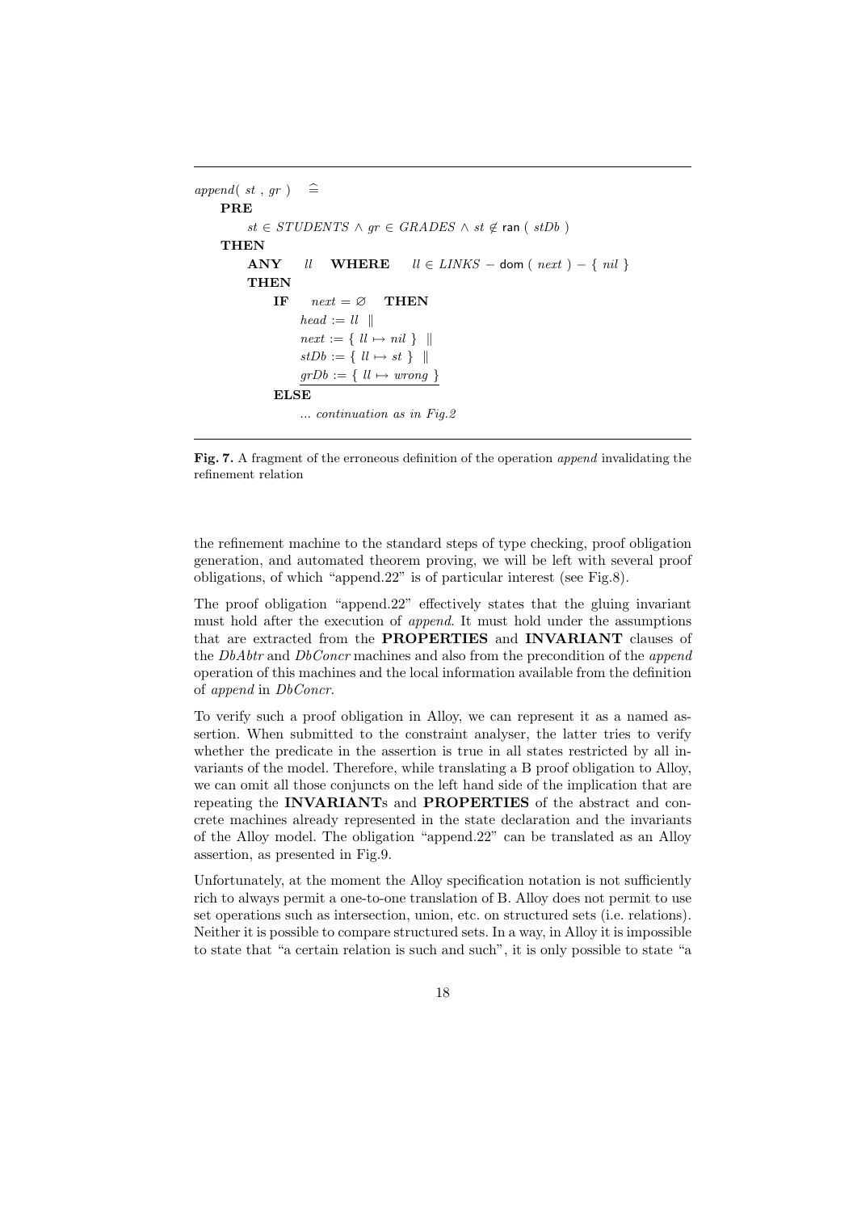```
append( st , gr )  ≙
    PRE
        st ∈ STUDENTS ∧ gr ∈ GRADES ∧ st ∉ ran ( stDb )
    THEN
        ANY   ll   WHERE   ll ∈ LINKS − dom ( next ) − { nil }
        THEN
            IF   next = ∅   THEN
                head := ll  ||
                next := { ll ↦ nil }  ||
                stDb := { ll ↦ st }  ||
                grDb := { ll ↦ wrong }
            ELSE
                ... continuation as in Fig.2
```

**Fig. 7.** A fragment of the erroneous definition of the operation *append* invalidating the refinement relation

the refinement machine to the standard steps of type checking, proof obligation generation, and automated theorem proving, we will be left with several proof obligations, of which "append.22" is of particular interest (see Fig.8).

The proof obligation "append.22" effectively states that the gluing invariant must hold after the execution of *append*. It must hold under the assumptions that are extracted from the **PROPERTIES** and **INVARIANT** clauses of the *DbAbtr* and *DbConcr* machines and also from the precondition of the *append* operation of this machines and the local information available from the definition of *append* in *DbConcr*.

To verify such a proof obligation in Alloy, we can represent it as a named assertion. When submitted to the constraint analyser, the latter tries to verify whether the predicate in the assertion is true in all states restricted by all invariants of the model. Therefore, while translating a B proof obligation to Alloy, we can omit all those conjuncts on the left hand side of the implication that are repeating the **INVARIANT**s and **PROPERTIES** of the abstract and concrete machines already represented in the state declaration and the invariants of the Alloy model. The obligation "append.22" can be translated as an Alloy assertion, as presented in Fig.9.

Unfortunately, at the moment the Alloy specification notation is not sufficiently rich to always permit a one-to-one translation of B. Alloy does not permit to use set operations such as intersection, union, etc. on structured sets (i.e. relations). Neither it is possible to compare structured sets. In a way, in Alloy it is impossible to state that "a certain relation is such and such", it is only possible to state "a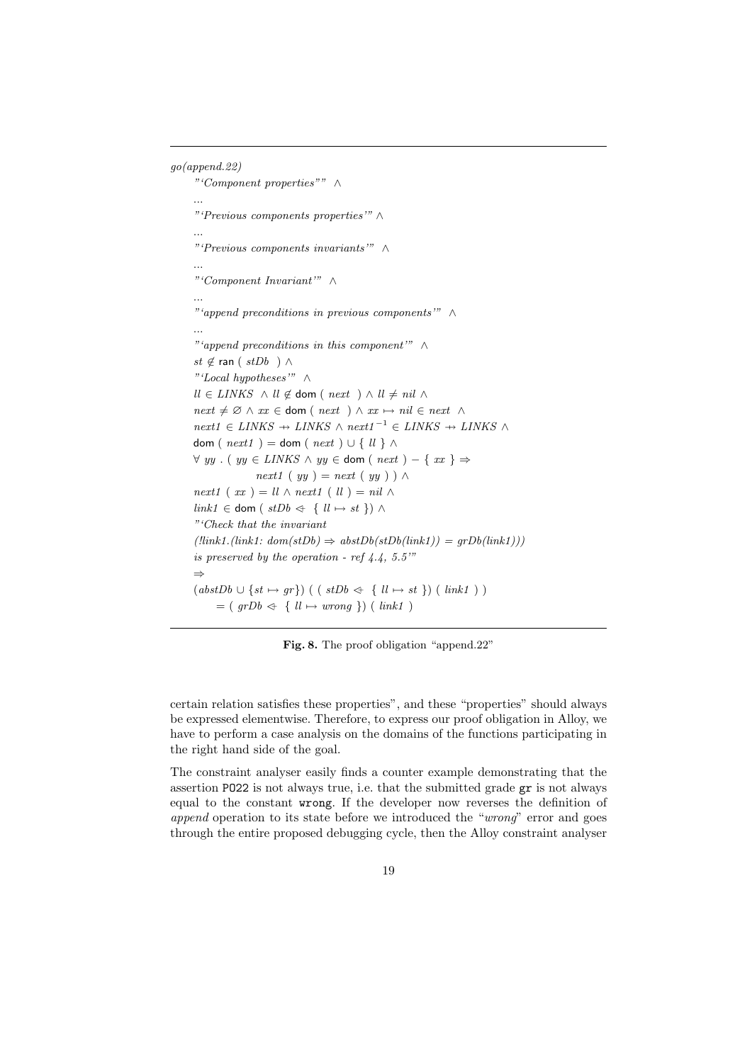*go(append.22)*

"'*Component properties*"" $\wedge$

...

"'*Previous components properties*'" $\wedge$

...

"'*Previous components invariants*'" $\wedge$

...

"'*Component Invariant*'" $\wedge$

...

"'*append preconditions in previous components*'" $\wedge$

...

"'*append preconditions in this component*'" $\wedge$

$st \notin \mathsf{ran}\ (\ stDb\ ) \wedge$

"'*Local hypotheses*'" $\wedge$

$ll \in LINKS\ \wedge ll \notin \mathsf{dom}\ (\ next\ ) \wedge ll \neq nil\ \wedge$

$next \neq \varnothing \wedge xx \in \mathsf{dom}\ (\ next\ ) \wedge xx \mapsto nil \in next\ \wedge$

$next1 \in LINKS \nrightarrow LINKS \wedge next1^{-1} \in LINKS \nrightarrow LINKS \wedge$

$\mathsf{dom}\ (\ next1\ ) = \mathsf{dom}\ (\ next\ ) \cup \{\ ll\ \} \wedge$

$\forall\ yy\ .\ (\ yy \in LINKS \wedge yy \in \mathsf{dom}\ (\ next\ ) - \{\ xx\ \} \Rightarrow$
$\qquad next1\ (\ yy\ ) = next\ (\ yy\ )\ ) \wedge$

$next1\ (\ xx\ ) = ll \wedge next1\ (\ ll\ ) = nil\ \wedge$

$link1 \in \mathsf{dom}\ (\ stDb \Leftarrow\ \{\ ll \mapsto st\ \}) \wedge$

"'*Check that the invariant*
*(!link1.(link1: dom(stDb)* $\Rightarrow$ *abstDb(stDb(link1)) = grDb(link1)))*
*is preserved by the operation - ref 4.4, 5.5*'"

$\Rightarrow$

$(abstDb \cup \{st \mapsto gr\})\ (\ (\ stDb \Leftarrow\ \{\ ll \mapsto st\ \})\ (\ link1\ )\ )$
$\qquad = (\ grDb \Leftarrow\ \{\ ll \mapsto wrong\ \})\ (\ link1\ )$

**Fig. 8.** The proof obligation "append.22"

certain relation satisfies these properties", and these "properties" should always be expressed elementwise. Therefore, to express our proof obligation in Alloy, we have to perform a case analysis on the domains of the functions participating in the right hand side of the goal.

The constraint analyser easily finds a counter example demonstrating that the assertion `PO22` is not always true, i.e. that the submitted grade `gr` is not always equal to the constant `wrong`. If the developer now reverses the definition of *append* operation to its state before we introduced the "*wrong*" error and goes through the entire proposed debugging cycle, then the Alloy constraint analyser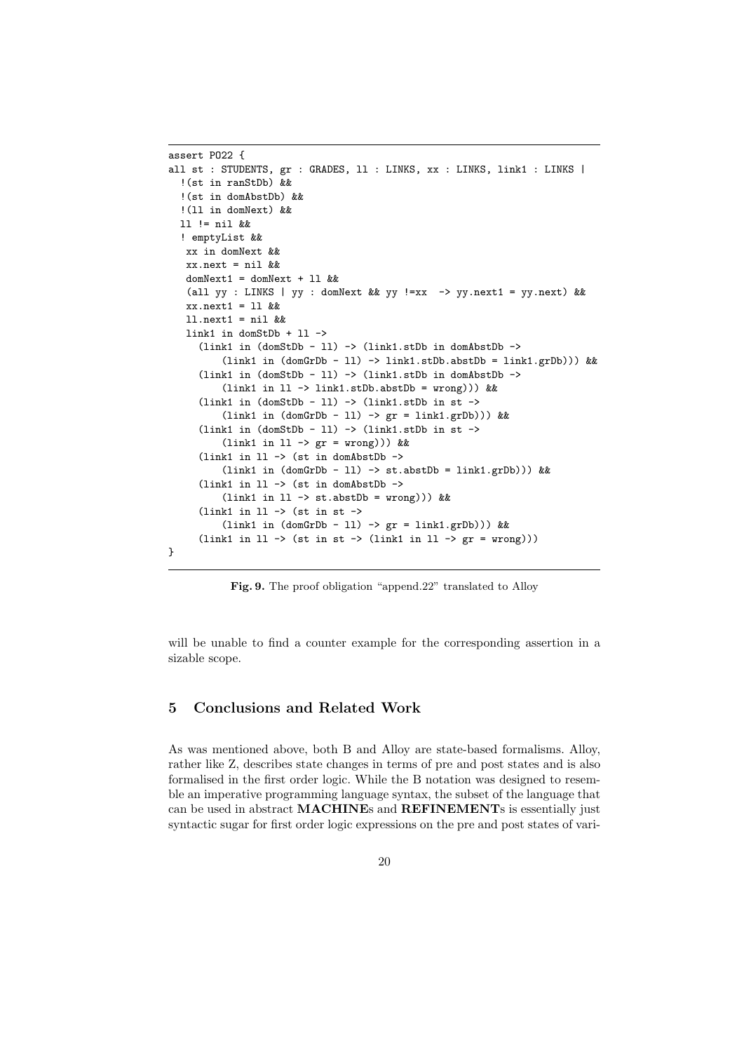```
assert PO22 {
all st : STUDENTS, gr : GRADES, ll : LINKS, xx : LINKS, link1 : LINKS |
  !(st in ranStDb) &&
  !(st in domAbstDb) &&
  !(ll in domNext) &&
  ll != nil &&
  ! emptyList &&
   xx in domNext &&
   xx.next = nil &&
   domNext1 = domNext + ll &&
   (all yy : LINKS | yy : domNext && yy !=xx  -> yy.next1 = yy.next) &&
   xx.next1 = ll &&
   ll.next1 = nil &&
   link1 in domStDb + ll ->
     (link1 in (domStDb - ll) -> (link1.stDb in domAbstDb ->
         (link1 in (domGrDb - ll) -> link1.stDb.abstDb = link1.grDb))) &&
     (link1 in (domStDb - ll) -> (link1.stDb in domAbstDb ->
         (link1 in ll -> link1.stDb.abstDb = wrong))) &&
     (link1 in (domStDb - ll) -> (link1.stDb in st ->
         (link1 in (domGrDb - ll) -> gr = link1.grDb))) &&
     (link1 in (domStDb - ll) -> (link1.stDb in st ->
         (link1 in ll -> gr = wrong))) &&
     (link1 in ll -> (st in domAbstDb ->
         (link1 in (domGrDb - ll) -> st.abstDb = link1.grDb))) &&
     (link1 in ll -> (st in domAbstDb ->
         (link1 in ll -> st.abstDb = wrong))) &&
     (link1 in ll -> (st in st ->
         (link1 in (domGrDb - ll) -> gr = link1.grDb))) &&
     (link1 in ll -> (st in st -> (link1 in ll -> gr = wrong)))
}
```

**Fig. 9.** The proof obligation "append.22" translated to Alloy

will be unable to find a counter example for the corresponding assertion in a sizable scope.

## 5 Conclusions and Related Work

As was mentioned above, both B and Alloy are state-based formalisms. Alloy, rather like Z, describes state changes in terms of pre and post states and is also formalised in the first order logic. While the B notation was designed to resemble an imperative programming language syntax, the subset of the language that can be used in abstract **MACHINE**s and **REFINEMENT**s is essentially just syntactic sugar for first order logic expressions on the pre and post states of vari-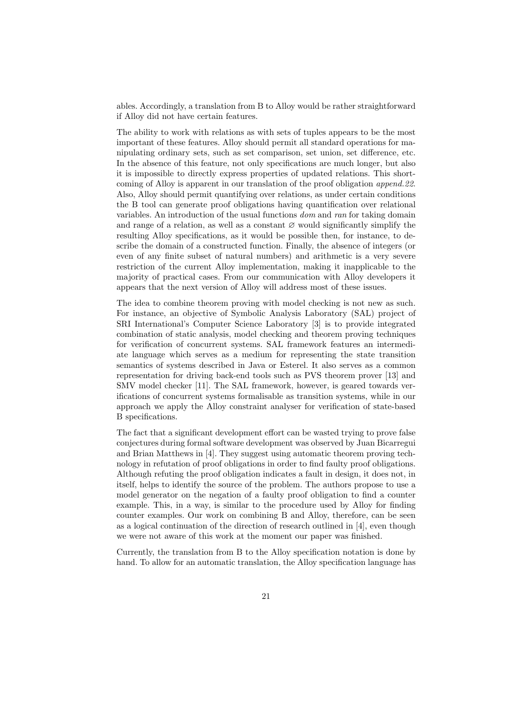ables. Accordingly, a translation from B to Alloy would be rather straightforward if Alloy did not have certain features.

The ability to work with relations as with sets of tuples appears to be the most important of these features. Alloy should permit all standard operations for manipulating ordinary sets, such as set comparison, set union, set difference, etc. In the absence of this feature, not only specifications are much longer, but also it is impossible to directly express properties of updated relations. This shortcoming of Alloy is apparent in our translation of the proof obligation *append.22*. Also, Alloy should permit quantifying over relations, as under certain conditions the B tool can generate proof obligations having quantification over relational variables. An introduction of the usual functions *dom* and *ran* for taking domain and range of a relation, as well as a constant $\varnothing$ would significantly simplify the resulting Alloy specifications, as it would be possible then, for instance, to describe the domain of a constructed function. Finally, the absence of integers (or even of any finite subset of natural numbers) and arithmetic is a very severe restriction of the current Alloy implementation, making it inapplicable to the majority of practical cases. From our communication with Alloy developers it appears that the next version of Alloy will address most of these issues.

The idea to combine theorem proving with model checking is not new as such. For instance, an objective of Symbolic Analysis Laboratory (SAL) project of SRI International's Computer Science Laboratory [3] is to provide integrated combination of static analysis, model checking and theorem proving techniques for verification of concurrent systems. SAL framework features an intermediate language which serves as a medium for representing the state transition semantics of systems described in Java or Esterel. It also serves as a common representation for driving back-end tools such as PVS theorem prover [13] and SMV model checker [11]. The SAL framework, however, is geared towards verifications of concurrent systems formalisable as transition systems, while in our approach we apply the Alloy constraint analyser for verification of state-based B specifications.

The fact that a significant development effort can be wasted trying to prove false conjectures during formal software development was observed by Juan Bicarregui and Brian Matthews in [4]. They suggest using automatic theorem proving technology in refutation of proof obligations in order to find faulty proof obligations. Although refuting the proof obligation indicates a fault in design, it does not, in itself, helps to identify the source of the problem. The authors propose to use a model generator on the negation of a faulty proof obligation to find a counter example. This, in a way, is similar to the procedure used by Alloy for finding counter examples. Our work on combining B and Alloy, therefore, can be seen as a logical continuation of the direction of research outlined in [4], even though we were not aware of this work at the moment our paper was finished.

Currently, the translation from B to the Alloy specification notation is done by hand. To allow for an automatic translation, the Alloy specification language has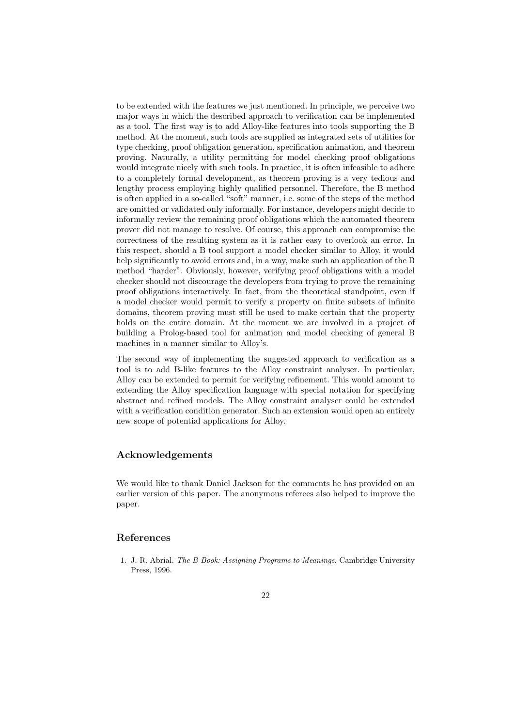to be extended with the features we just mentioned. In principle, we perceive two major ways in which the described approach to verification can be implemented as a tool. The first way is to add Alloy-like features into tools supporting the B method. At the moment, such tools are supplied as integrated sets of utilities for type checking, proof obligation generation, specification animation, and theorem proving. Naturally, a utility permitting for model checking proof obligations would integrate nicely with such tools. In practice, it is often infeasible to adhere to a completely formal development, as theorem proving is a very tedious and lengthy process employing highly qualified personnel. Therefore, the B method is often applied in a so-called "soft" manner, i.e. some of the steps of the method are omitted or validated only informally. For instance, developers might decide to informally review the remaining proof obligations which the automated theorem prover did not manage to resolve. Of course, this approach can compromise the correctness of the resulting system as it is rather easy to overlook an error. In this respect, should a B tool support a model checker similar to Alloy, it would help significantly to avoid errors and, in a way, make such an application of the B method "harder". Obviously, however, verifying proof obligations with a model checker should not discourage the developers from trying to prove the remaining proof obligations interactively. In fact, from the theoretical standpoint, even if a model checker would permit to verify a property on finite subsets of infinite domains, theorem proving must still be used to make certain that the property holds on the entire domain. At the moment we are involved in a project of building a Prolog-based tool for animation and model checking of general B machines in a manner similar to Alloy's.

The second way of implementing the suggested approach to verification as a tool is to add B-like features to the Alloy constraint analyser. In particular, Alloy can be extended to permit for verifying refinement. This would amount to extending the Alloy specification language with special notation for specifying abstract and refined models. The Alloy constraint analyser could be extended with a verification condition generator. Such an extension would open an entirely new scope of potential applications for Alloy.

## Acknowledgements

We would like to thank Daniel Jackson for the comments he has provided on an earlier version of this paper. The anonymous referees also helped to improve the paper.

## References

1. J.-R. Abrial. *The B-Book: Assigning Programs to Meanings*. Cambridge University Press, 1996.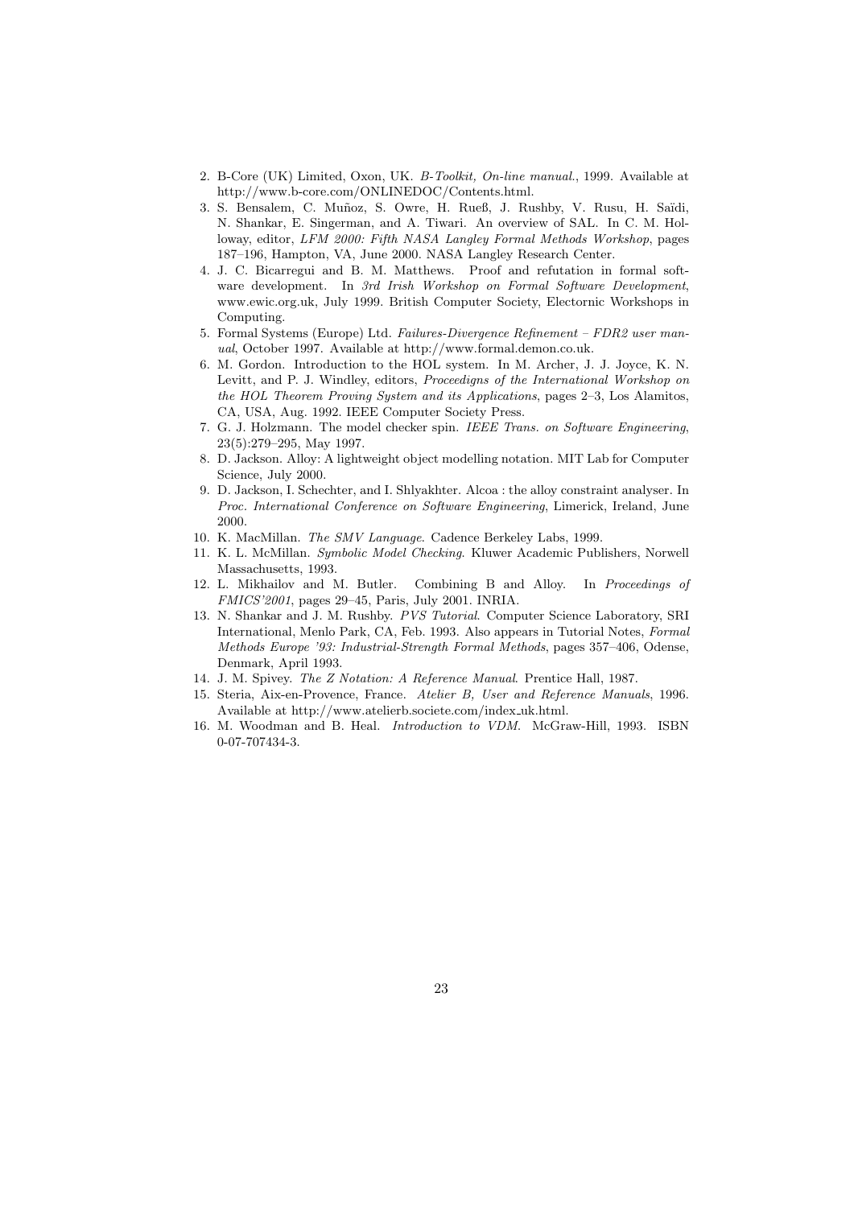2. B-Core (UK) Limited, Oxon, UK. *B-Toolkit, On-line manual.*, 1999. Available at http://www.b-core.com/ONLINEDOC/Contents.html.
3. S. Bensalem, C. Muñoz, S. Owre, H. Rueß, J. Rushby, V. Rusu, H. Saïdi, N. Shankar, E. Singerman, and A. Tiwari. An overview of SAL. In C. M. Holloway, editor, *LFM 2000: Fifth NASA Langley Formal Methods Workshop*, pages 187–196, Hampton, VA, June 2000. NASA Langley Research Center.
4. J. C. Bicarregui and B. M. Matthews. Proof and refutation in formal software development. In *3rd Irish Workshop on Formal Software Development*, www.ewic.org.uk, July 1999. British Computer Society, Electornic Workshops in Computing.
5. Formal Systems (Europe) Ltd. *Failures-Divergence Refinement – FDR2 user manual*, October 1997. Available at http://www.formal.demon.co.uk.
6. M. Gordon. Introduction to the HOL system. In M. Archer, J. J. Joyce, K. N. Levitt, and P. J. Windley, editors, *Proceedigns of the International Workshop on the HOL Theorem Proving System and its Applications*, pages 2–3, Los Alamitos, CA, USA, Aug. 1992. IEEE Computer Society Press.
7. G. J. Holzmann. The model checker spin. *IEEE Trans. on Software Engineering*, 23(5):279–295, May 1997.
8. D. Jackson. Alloy: A lightweight object modelling notation. MIT Lab for Computer Science, July 2000.
9. D. Jackson, I. Schechter, and I. Shlyakhter. Alcoa : the alloy constraint analyser. In *Proc. International Conference on Software Engineering*, Limerick, Ireland, June 2000.
10. K. MacMillan. *The SMV Language.* Cadence Berkeley Labs, 1999.
11. K. L. McMillan. *Symbolic Model Checking*. Kluwer Academic Publishers, Norwell Massachusetts, 1993.
12. L. Mikhailov and M. Butler. Combining B and Alloy. In *Proceedings of FMICS'2001*, pages 29–45, Paris, July 2001. INRIA.
13. N. Shankar and J. M. Rushby. *PVS Tutorial*. Computer Science Laboratory, SRI International, Menlo Park, CA, Feb. 1993. Also appears in Tutorial Notes, *Formal Methods Europe '93: Industrial-Strength Formal Methods*, pages 357–406, Odense, Denmark, April 1993.
14. J. M. Spivey. *The Z Notation: A Reference Manual*. Prentice Hall, 1987.
15. Steria, Aix-en-Provence, France. *Atelier B, User and Reference Manuals*, 1996. Available at http://www.atelierb.societe.com/index_uk.html.
16. M. Woodman and B. Heal. *Introduction to VDM*. McGraw-Hill, 1993. ISBN 0-07-707434-3.